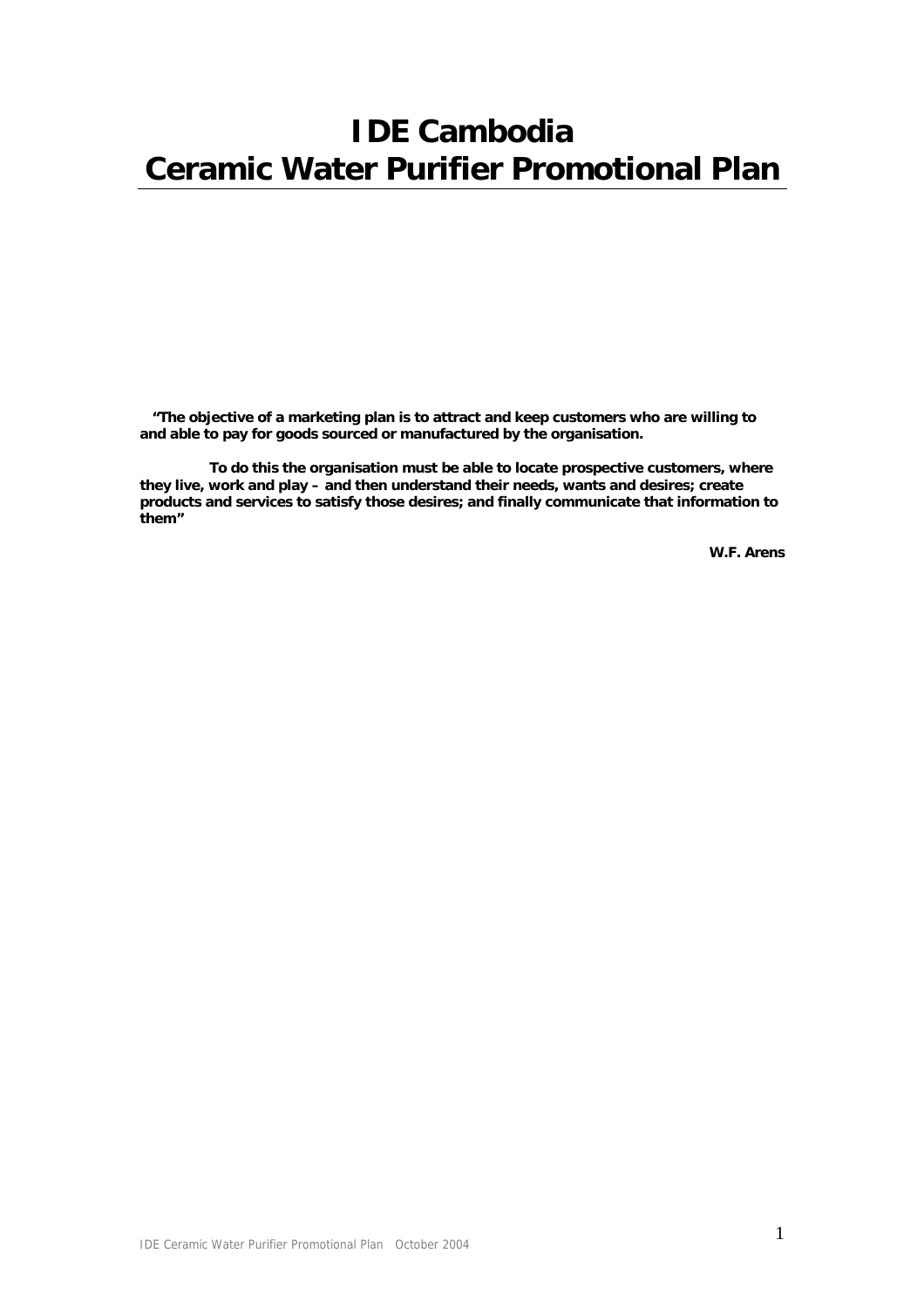# IDE Cambodia
# Ceramic Water Purifier Promotional Plan

**"The objective of a marketing plan is to attract and keep customers who are willing to and able to pay for goods sourced or manufactured by the organisation.**

**To do this the organisation must be able to locate prospective customers, where they live, work and play – and then understand their needs, wants and desires; create products and services to satisfy those desires; and finally communicate that information to them"**

**W.F. Arens**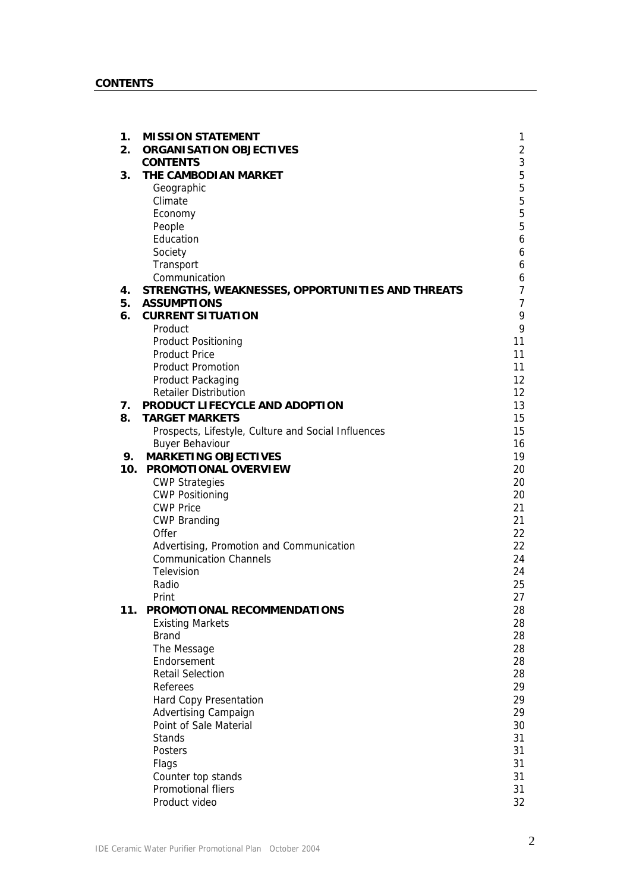## CONTENTS

| | | |
|---|---|---|
| **1.** | **MISSION STATEMENT** | 1 |
| **2.** | **ORGANISATION OBJECTIVES** | 2 |
| | **CONTENTS** | 3 |
| **3.** | **THE CAMBODIAN MARKET** | 5 |
| | Geographic | 5 |
| | Climate | 5 |
| | Economy | 5 |
| | People | 5 |
| | Education | 6 |
| | Society | 6 |
| | Transport | 6 |
| | Communication | 6 |
| **4.** | **STRENGTHS, WEAKNESSES, OPPORTUNITIES AND THREATS** | 7 |
| **5.** | **ASSUMPTIONS** | 7 |
| **6.** | **CURRENT SITUATION** | 9 |
| | Product | 9 |
| | Product Positioning | 11 |
| | Product Price | 11 |
| | Product Promotion | 11 |
| | Product Packaging | 12 |
| | Retailer Distribution | 12 |
| **7.** | **PRODUCT LIFECYCLE AND ADOPTION** | 13 |
| **8.** | **TARGET MARKETS** | 15 |
| | Prospects, Lifestyle, Culture and Social Influences | 15 |
| | Buyer Behaviour | 16 |
| **9.** | **MARKETING OBJECTIVES** | 19 |
| **10.** | **PROMOTIONAL OVERVIEW** | 20 |
| | CWP Strategies | 20 |
| | CWP Positioning | 20 |
| | CWP Price | 21 |
| | CWP Branding | 21 |
| | Offer | 22 |
| | Advertising, Promotion and Communication | 22 |
| | Communication Channels | 24 |
| | Television | 24 |
| | Radio | 25 |
| | Print | 27 |
| **11.** | **PROMOTIONAL RECOMMENDATIONS** | 28 |
| | Existing Markets | 28 |
| | Brand | 28 |
| | The Message | 28 |
| | Endorsement | 28 |
| | Retail Selection | 28 |
| | Referees | 29 |
| | Hard Copy Presentation | 29 |
| | Advertising Campaign | 29 |
| | Point of Sale Material | 30 |
| | Stands | 31 |
| | Posters | 31 |
| | Flags | 31 |
| | Counter top stands | 31 |
| | Promotional fliers | 31 |
| | Product video | 32 |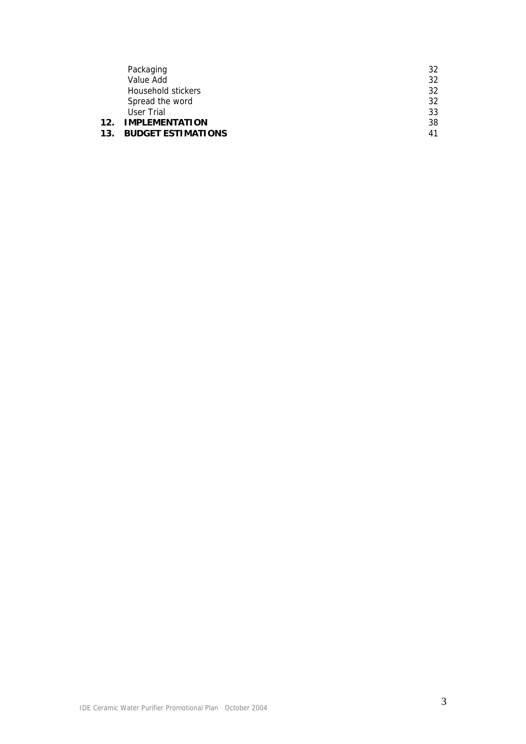Packaging 32
Value Add 32
Household stickers 32
Spread the word 32
User Trial 33

**12. IMPLEMENTATION** 38

**13. BUDGET ESTIMATIONS** 41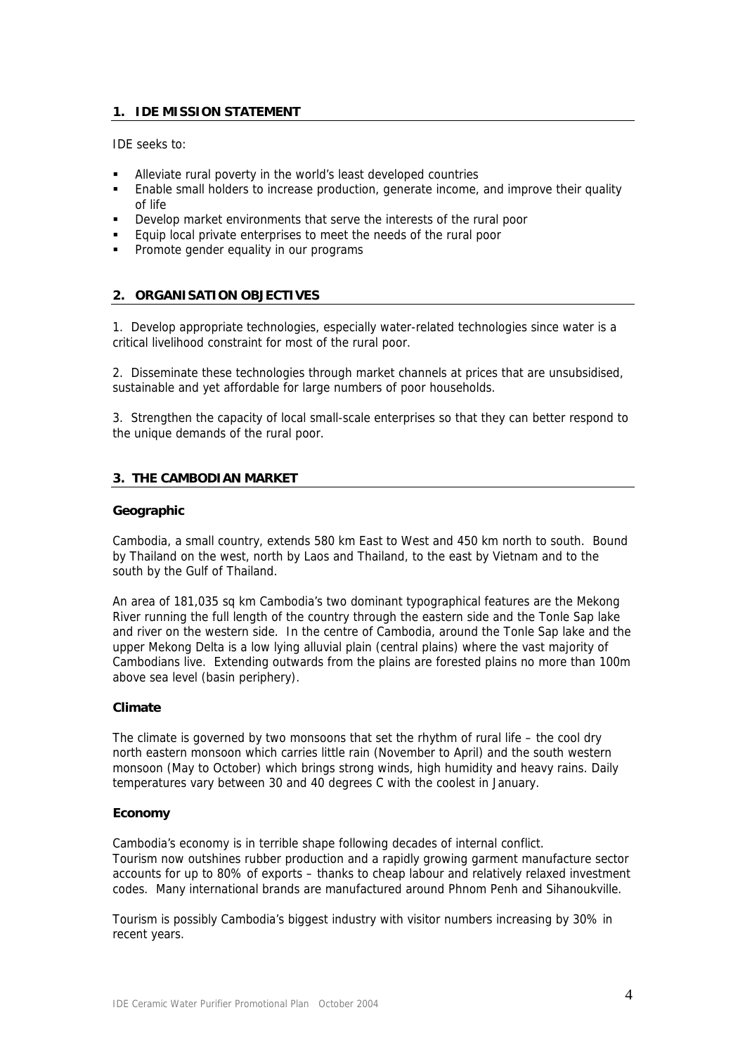## 1. IDE MISSION STATEMENT

IDE seeks to:

- Alleviate rural poverty in the world's least developed countries
- Enable small holders to increase production, generate income, and improve their quality of life
- Develop market environments that serve the interests of the rural poor
- Equip local private enterprises to meet the needs of the rural poor
- Promote gender equality in our programs

## 2. ORGANISATION OBJECTIVES

1. Develop appropriate technologies, especially water-related technologies since water is a critical livelihood constraint for most of the rural poor.

2. Disseminate these technologies through market channels at prices that are unsubsidised, sustainable and yet affordable for large numbers of poor households.

3. Strengthen the capacity of local small-scale enterprises so that they can better respond to the unique demands of the rural poor.

## 3. THE CAMBODIAN MARKET

### Geographic

Cambodia, a small country, extends 580 km East to West and 450 km north to south. Bound by Thailand on the west, north by Laos and Thailand, to the east by Vietnam and to the south by the Gulf of Thailand.

An area of 181,035 sq km Cambodia's two dominant typographical features are the Mekong River running the full length of the country through the eastern side and the Tonle Sap lake and river on the western side. In the centre of Cambodia, around the Tonle Sap lake and the upper Mekong Delta is a low lying alluvial plain (central plains) where the vast majority of Cambodians live. Extending outwards from the plains are forested plains no more than 100m above sea level (basin periphery).

### Climate

The climate is governed by two monsoons that set the rhythm of rural life – the cool dry north eastern monsoon which carries little rain (November to April) and the south western monsoon (May to October) which brings strong winds, high humidity and heavy rains. Daily temperatures vary between 30 and 40 degrees C with the coolest in January.

### Economy

Cambodia's economy is in terrible shape following decades of internal conflict. Tourism now outshines rubber production and a rapidly growing garment manufacture sector accounts for up to 80% of exports – thanks to cheap labour and relatively relaxed investment codes. Many international brands are manufactured around Phnom Penh and Sihanoukville.

Tourism is possibly Cambodia's biggest industry with visitor numbers increasing by 30% in recent years.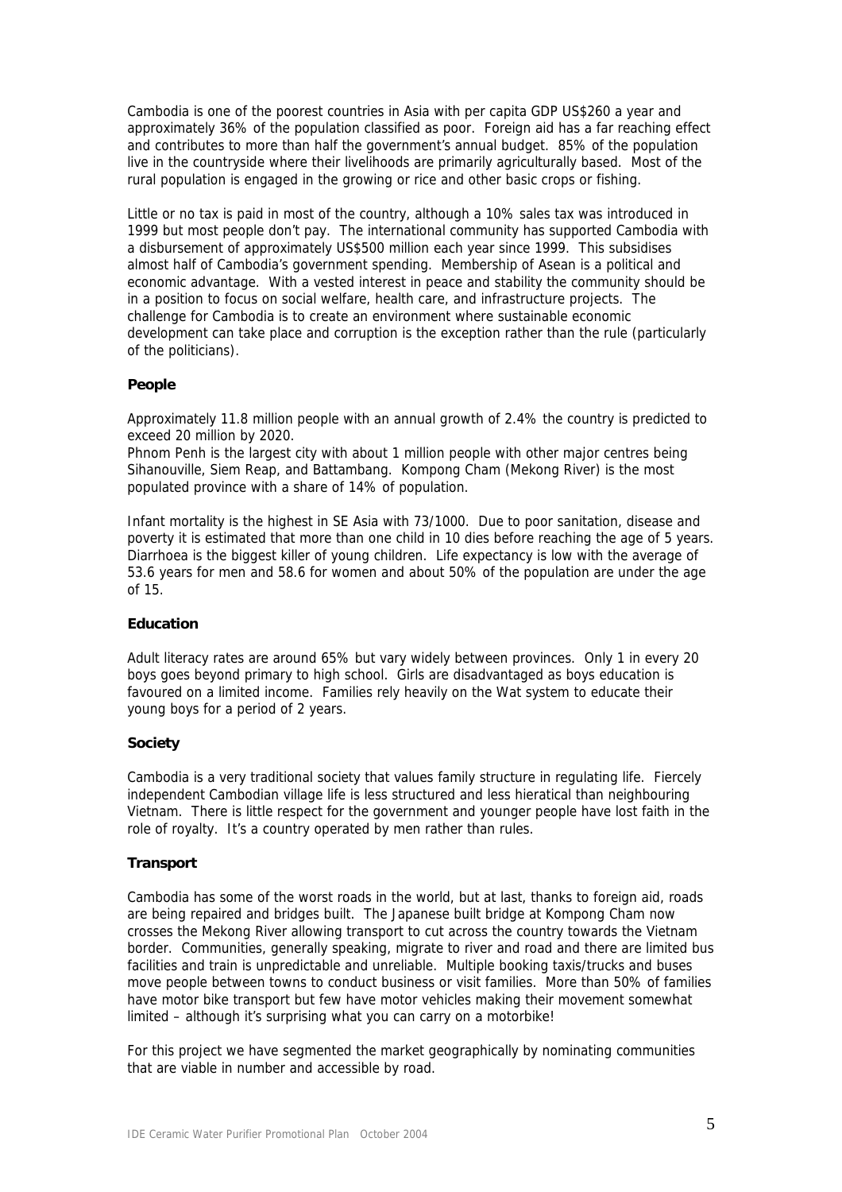Cambodia is one of the poorest countries in Asia with per capita GDP US$260 a year and approximately 36% of the population classified as poor. Foreign aid has a far reaching effect and contributes to more than half the government's annual budget. 85% of the population live in the countryside where their livelihoods are primarily agriculturally based. Most of the rural population is engaged in the growing or rice and other basic crops or fishing.

Little or no tax is paid in most of the country, although a 10% sales tax was introduced in 1999 but most people don't pay. The international community has supported Cambodia with a disbursement of approximately US$500 million each year since 1999. This subsidises almost half of Cambodia's government spending. Membership of Asean is a political and economic advantage. With a vested interest in peace and stability the community should be in a position to focus on social welfare, health care, and infrastructure projects. The challenge for Cambodia is to create an environment where sustainable economic development can take place and corruption is the exception rather than the rule (particularly of the politicians).

### People

Approximately 11.8 million people with an annual growth of 2.4% the country is predicted to exceed 20 million by 2020.
Phnom Penh is the largest city with about 1 million people with other major centres being Sihanouville, Siem Reap, and Battambang. Kompong Cham (Mekong River) is the most populated province with a share of 14% of population.

Infant mortality is the highest in SE Asia with 73/1000. Due to poor sanitation, disease and poverty it is estimated that more than one child in 10 dies before reaching the age of 5 years. Diarrhoea is the biggest killer of young children. Life expectancy is low with the average of 53.6 years for men and 58.6 for women and about 50% of the population are under the age of 15.

### Education

Adult literacy rates are around 65% but vary widely between provinces. Only 1 in every 20 boys goes beyond primary to high school. Girls are disadvantaged as boys education is favoured on a limited income. Families rely heavily on the Wat system to educate their young boys for a period of 2 years.

### Society

Cambodia is a very traditional society that values family structure in regulating life. Fiercely independent Cambodian village life is less structured and less hieratical than neighbouring Vietnam. There is little respect for the government and younger people have lost faith in the role of royalty. It's a country operated by men rather than rules.

### Transport

Cambodia has some of the worst roads in the world, but at last, thanks to foreign aid, roads are being repaired and bridges built. The Japanese built bridge at Kompong Cham now crosses the Mekong River allowing transport to cut across the country towards the Vietnam border. Communities, generally speaking, migrate to river and road and there are limited bus facilities and train is unpredictable and unreliable. Multiple booking taxis/trucks and buses move people between towns to conduct business or visit families. More than 50% of families have motor bike transport but few have motor vehicles making their movement somewhat limited – although it's surprising what you can carry on a motorbike!

For this project we have segmented the market geographically by nominating communities that are viable in number and accessible by road.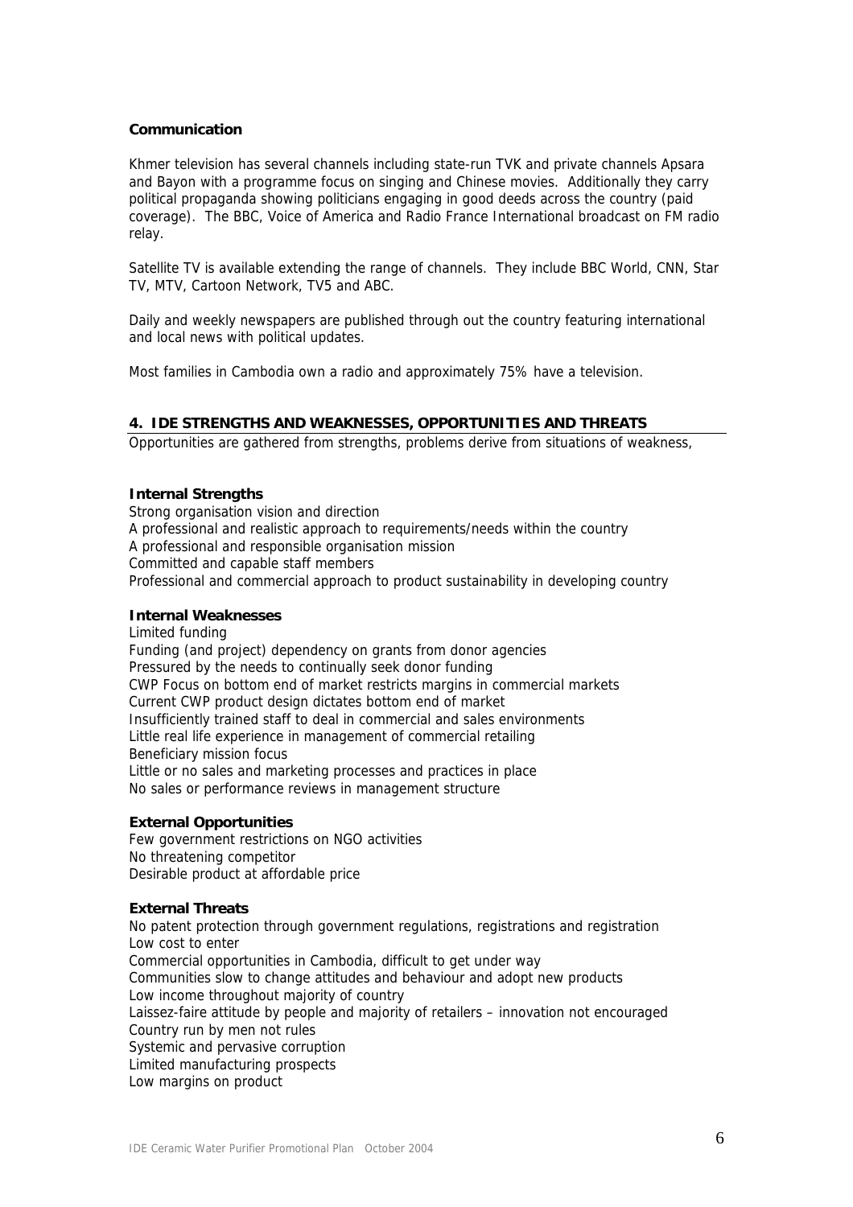### Communication

Khmer television has several channels including state-run TVK and private channels Apsara and Bayon with a programme focus on singing and Chinese movies. Additionally they carry political propaganda showing politicians engaging in good deeds across the country (paid coverage). The BBC, Voice of America and Radio France International broadcast on FM radio relay.

Satellite TV is available extending the range of channels. They include BBC World, CNN, Star TV, MTV, Cartoon Network, TV5 and ABC.

Daily and weekly newspapers are published through out the country featuring international and local news with political updates.

Most families in Cambodia own a radio and approximately 75% have a television.

## 4. IDE STRENGTHS AND WEAKNESSES, OPPORTUNITIES AND THREATS

Opportunities are gathered from strengths, problems derive from situations of weakness,

### Internal Strengths

Strong organisation vision and direction
A professional and realistic approach to requirements/needs within the country
A professional and responsible organisation mission
Committed and capable staff members
Professional and commercial approach to product sustainability in developing country

### Internal Weaknesses

Limited funding
Funding (and project) dependency on grants from donor agencies
Pressured by the needs to continually seek donor funding
CWP Focus on bottom end of market restricts margins in commercial markets
Current CWP product design dictates bottom end of market
Insufficiently trained staff to deal in commercial and sales environments
Little real life experience in management of commercial retailing
Beneficiary mission focus
Little or no sales and marketing processes and practices in place
No sales or performance reviews in management structure

### External Opportunities

Few government restrictions on NGO activities
No threatening competitor
Desirable product at affordable price

### External Threats

No patent protection through government regulations, registrations and registration
Low cost to enter
Commercial opportunities in Cambodia, difficult to get under way
Communities slow to change attitudes and behaviour and adopt new products
Low income throughout majority of country
Laissez-faire attitude by people and majority of retailers – innovation not encouraged
Country run by men not rules
Systemic and pervasive corruption
Limited manufacturing prospects
Low margins on product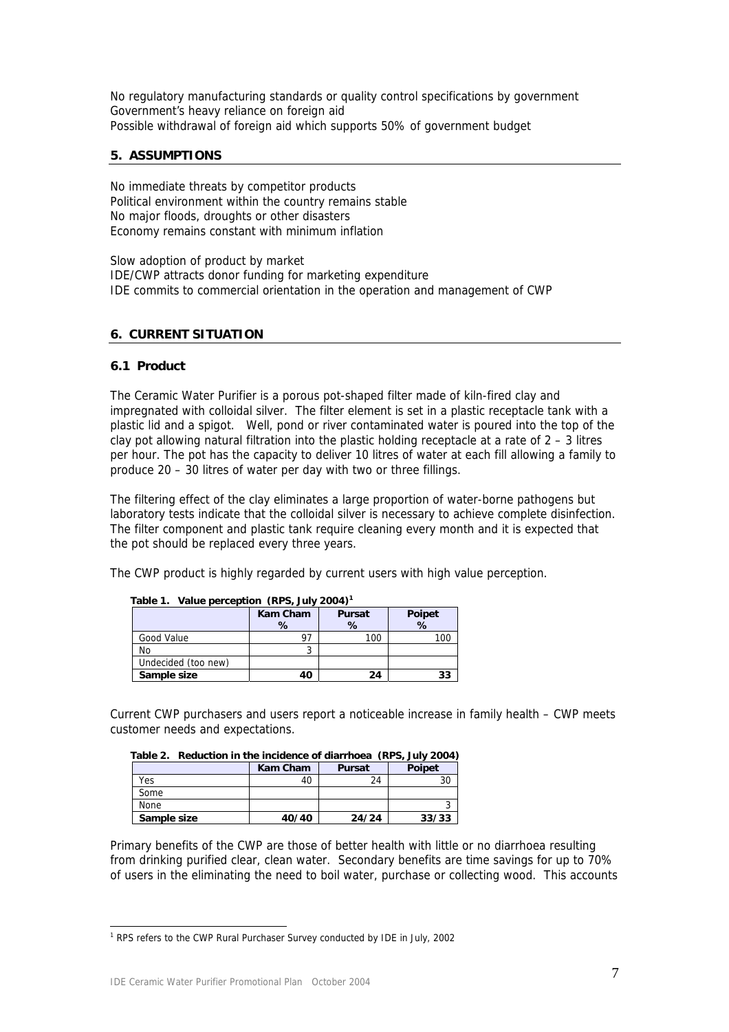No regulatory manufacturing standards or quality control specifications by government
Government's heavy reliance on foreign aid
Possible withdrawal of foreign aid which supports 50% of government budget

## 5. ASSUMPTIONS

No immediate threats by competitor products
Political environment within the country remains stable
No major floods, droughts or other disasters
Economy remains constant with minimum inflation

Slow adoption of product by market
IDE/CWP attracts donor funding for marketing expenditure
IDE commits to commercial orientation in the operation and management of CWP

## 6. CURRENT SITUATION

### 6.1 Product

The Ceramic Water Purifier is a porous pot-shaped filter made of kiln-fired clay and impregnated with colloidal silver. The filter element is set in a plastic receptacle tank with a plastic lid and a spigot. Well, pond or river contaminated water is poured into the top of the clay pot allowing natural filtration into the plastic holding receptacle at a rate of 2 – 3 litres per hour. The pot has the capacity to deliver 10 litres of water at each fill allowing a family to produce 20 – 30 litres of water per day with two or three fillings.

The filtering effect of the clay eliminates a large proportion of water-borne pathogens but laboratory tests indicate that the colloidal silver is necessary to achieve complete disinfection. The filter component and plastic tank require cleaning every month and it is expected that the pot should be replaced every three years.

The CWP product is highly regarded by current users with high value perception.

**Table 1. Value perception (RPS, July 2004)[1]**

| | Kam Cham % | Pursat % | Poipet % |
|---|---|---|---|
| Good Value | 97 | 100 | 100 |
| No | 3 | | |
| Undecided (too new) | | | |
| **Sample size** | **40** | **24** | **33** |

Current CWP purchasers and users report a noticeable increase in family health – CWP meets customer needs and expectations.

**Table 2. Reduction in the incidence of diarrhoea (RPS, July 2004)**

| | Kam Cham | Pursat | Poipet |
|---|---|---|---|
| Yes | 40 | 24 | 30 |
| Some | | | |
| None | | | 3 |
| **Sample size** | **40/40** | **24/24** | **33/33** |

Primary benefits of the CWP are those of better health with little or no diarrhoea resulting from drinking purified clear, clean water. Secondary benefits are time savings for up to 70% of users in the eliminating the need to boil water, purchase or collecting wood. This accounts

[1] RPS refers to the CWP Rural Purchaser Survey conducted by IDE in July, 2002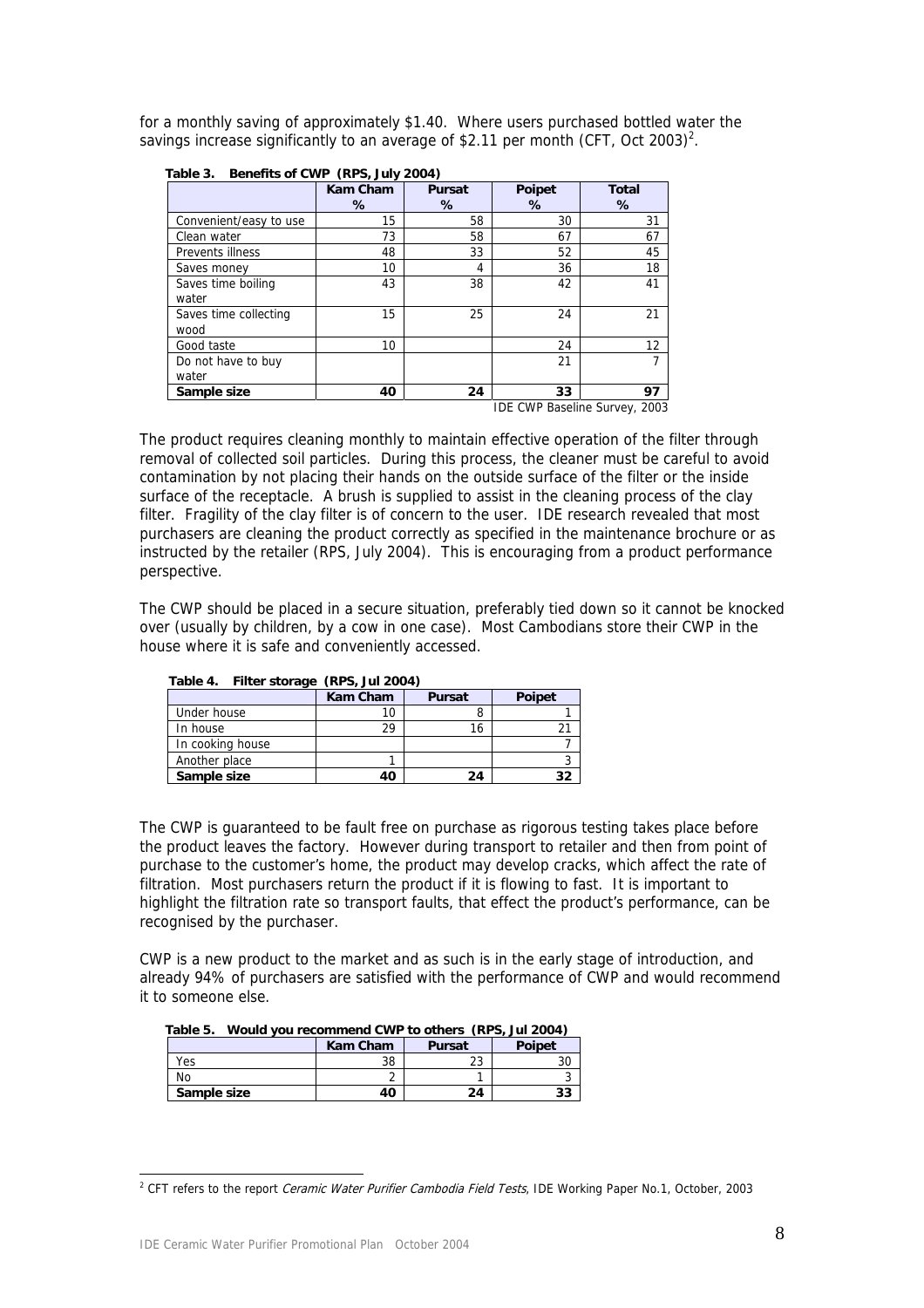for a monthly saving of approximately $1.40. Where users purchased bottled water the savings increase significantly to an average of $2.11 per month (CFT, Oct 2003)[2].

**Table 3. Benefits of CWP (RPS, July 2004)**

| | Kam Cham % | Pursat % | Poipet % | Total % |
|---|---|---|---|---|
| Convenient/easy to use | 15 | 58 | 30 | 31 |
| Clean water | 73 | 58 | 67 | 67 |
| Prevents illness | 48 | 33 | 52 | 45 |
| Saves money | 10 | 4 | 36 | 18 |
| Saves time boiling water | 43 | 38 | 42 | 41 |
| Saves time collecting wood | 15 | 25 | 24 | 21 |
| Good taste | 10 | | 24 | 12 |
| Do not have to buy water | | | 21 | 7 |
| **Sample size** | **40** | **24** | **33** | **97** |

IDE CWP Baseline Survey, 2003

The product requires cleaning monthly to maintain effective operation of the filter through removal of collected soil particles. During this process, the cleaner must be careful to avoid contamination by not placing their hands on the outside surface of the filter or the inside surface of the receptacle. A brush is supplied to assist in the cleaning process of the clay filter. Fragility of the clay filter is of concern to the user. IDE research revealed that most purchasers are cleaning the product correctly as specified in the maintenance brochure or as instructed by the retailer (RPS, July 2004). This is encouraging from a product performance perspective.

The CWP should be placed in a secure situation, preferably tied down so it cannot be knocked over (usually by children, by a cow in one case). Most Cambodians store their CWP in the house where it is safe and conveniently accessed.

**Table 4. Filter storage (RPS, Jul 2004)**

| | Kam Cham | Pursat | Poipet |
|---|---|---|---|
| Under house | 10 | 8 | 1 |
| In house | 29 | 16 | 21 |
| In cooking house | | | 7 |
| Another place | 1 | | 3 |
| **Sample size** | **40** | **24** | **32** |

The CWP is guaranteed to be fault free on purchase as rigorous testing takes place before the product leaves the factory. However during transport to retailer and then from point of purchase to the customer's home, the product may develop cracks, which affect the rate of filtration. Most purchasers return the product if it is flowing to fast. It is important to highlight the filtration rate so transport faults, that effect the product's performance, can be recognised by the purchaser.

CWP is a new product to the market and as such is in the early stage of introduction, and already 94% of purchasers are satisfied with the performance of CWP and would recommend it to someone else.

**Table 5. Would you recommend CWP to others (RPS, Jul 2004)**

| | Kam Cham | Pursat | Poipet |
|---|---|---|---|
| Yes | 38 | 23 | 30 |
| No | 2 | 1 | 3 |
| **Sample size** | **40** | **24** | **33** |

[2] CFT refers to the report *Ceramic Water Purifier Cambodia Field Tests*, IDE Working Paper No.1, October, 2003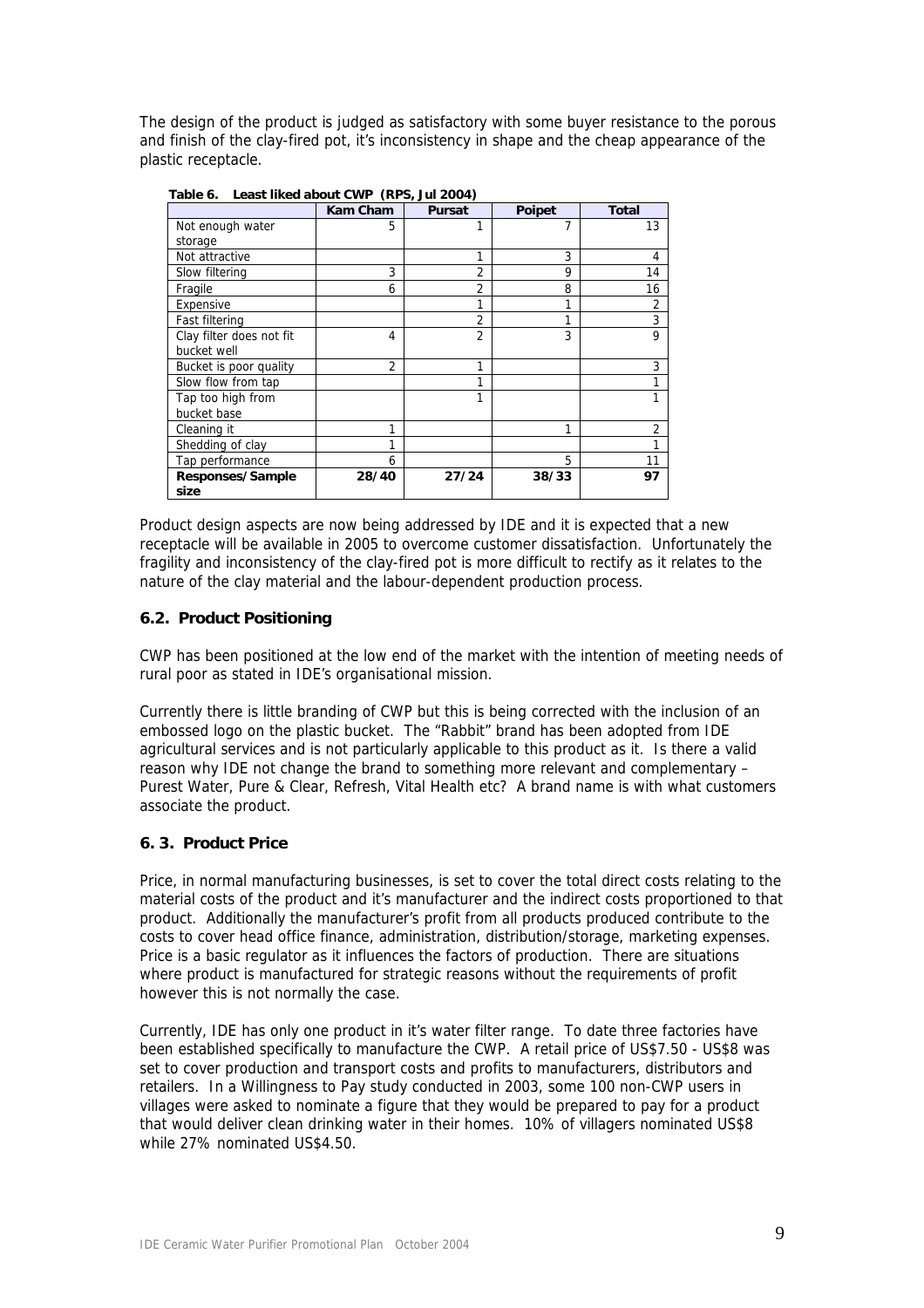The design of the product is judged as satisfactory with some buyer resistance to the porous and finish of the clay-fired pot, it's inconsistency in shape and the cheap appearance of the plastic receptacle.

**Table 6. Least liked about CWP (RPS, Jul 2004)**

| | Kam Cham | Pursat | Poipet | Total |
|---|---|---|---|---|
| Not enough water storage | 5 | 1 | 7 | 13 |
| Not attractive | | 1 | 3 | 4 |
| Slow filtering | 3 | 2 | 9 | 14 |
| Fragile | 6 | 2 | 8 | 16 |
| Expensive | | 1 | 1 | 2 |
| Fast filtering | | 2 | 1 | 3 |
| Clay filter does not fit bucket well | 4 | 2 | 3 | 9 |
| Bucket is poor quality | 2 | 1 | | 3 |
| Slow flow from tap | | 1 | | 1 |
| Tap too high from bucket base | | 1 | | 1 |
| Cleaning it | 1 | | 1 | 2 |
| Shedding of clay | 1 | | | 1 |
| Tap performance | 6 | | 5 | 11 |
| **Responses/Sample size** | **28/40** | **27/24** | **38/33** | **97** |

Product design aspects are now being addressed by IDE and it is expected that a new receptacle will be available in 2005 to overcome customer dissatisfaction. Unfortunately the fragility and inconsistency of the clay-fired pot is more difficult to rectify as it relates to the nature of the clay material and the labour-dependent production process.

### 6.2. Product Positioning

CWP has been positioned at the low end of the market with the intention of meeting needs of rural poor as stated in IDE's organisational mission.

Currently there is little branding of CWP but this is being corrected with the inclusion of an embossed logo on the plastic bucket. The "Rabbit" brand has been adopted from IDE agricultural services and is not particularly applicable to this product as it. Is there a valid reason why IDE not change the brand to something more relevant and complementary – Purest Water, Pure & Clear, Refresh, Vital Health etc? A brand name is with what customers associate the product.

### 6. 3. Product Price

Price, in normal manufacturing businesses, is set to cover the total direct costs relating to the material costs of the product and it's manufacturer and the indirect costs proportioned to that product. Additionally the manufacturer's profit from all products produced contribute to the costs to cover head office finance, administration, distribution/storage, marketing expenses. Price is a basic regulator as it influences the factors of production. There are situations where product is manufactured for strategic reasons without the requirements of profit however this is not normally the case.

Currently, IDE has only one product in it's water filter range. To date three factories have been established specifically to manufacture the CWP. A retail price of US$7.50 - US$8 was set to cover production and transport costs and profits to manufacturers, distributors and retailers. In a Willingness to Pay study conducted in 2003, some 100 non-CWP users in villages were asked to nominate a figure that they would be prepared to pay for a product that would deliver clean drinking water in their homes. 10% of villagers nominated US$8 while 27% nominated US$4.50.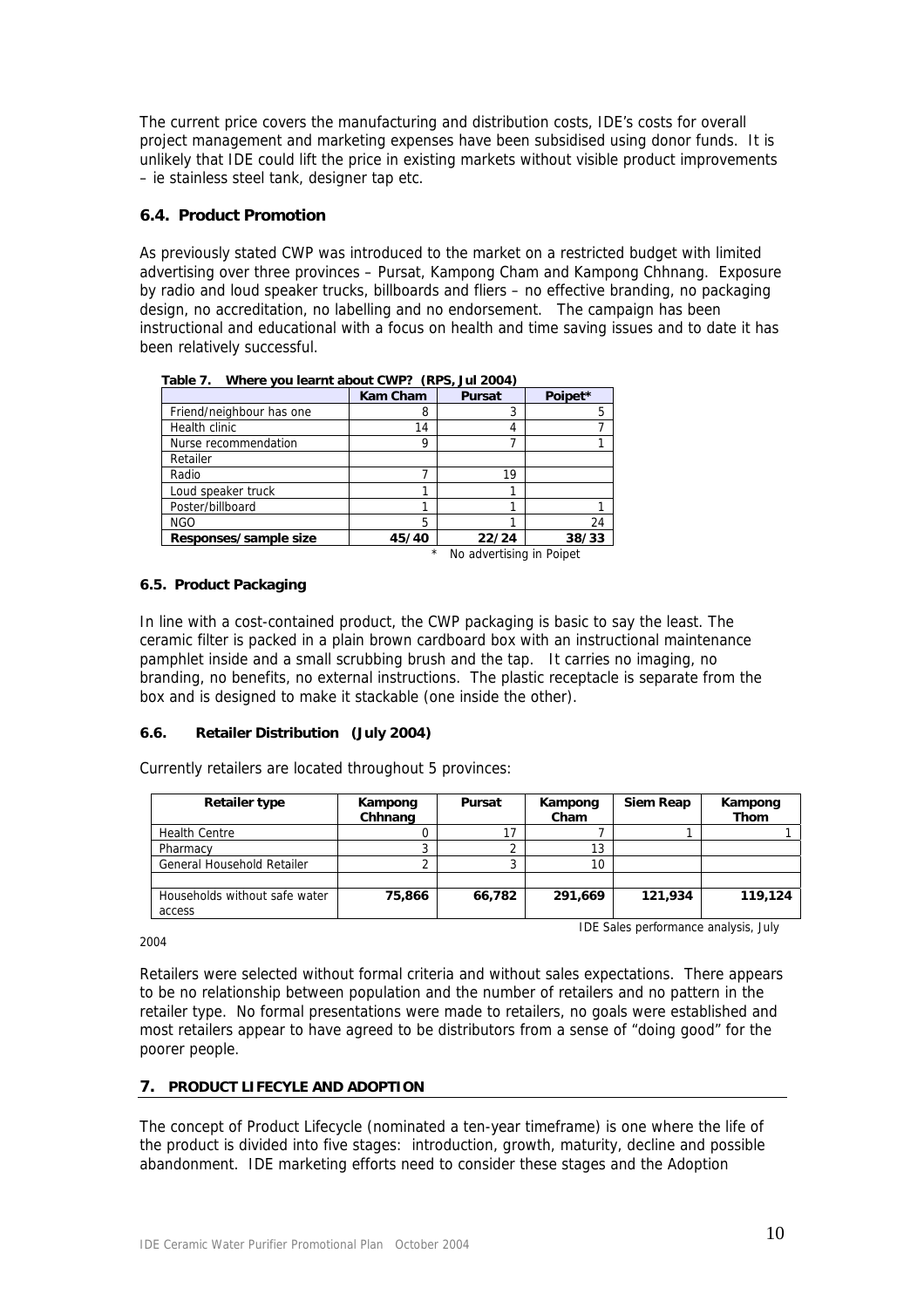The current price covers the manufacturing and distribution costs, IDE's costs for overall project management and marketing expenses have been subsidised using donor funds. It is unlikely that IDE could lift the price in existing markets without visible product improvements – ie stainless steel tank, designer tap etc.

### 6.4. Product Promotion

As previously stated CWP was introduced to the market on a restricted budget with limited advertising over three provinces – Pursat, Kampong Cham and Kampong Chhnang. Exposure by radio and loud speaker trucks, billboards and fliers – no effective branding, no packaging design, no accreditation, no labelling and no endorsement. The campaign has been instructional and educational with a focus on health and time saving issues and to date it has been relatively successful.

**Table 7. Where you learnt about CWP? (RPS, Jul 2004)**

| | Kam Cham | Pursat | Poipet* |
|---|---|---|---|
| Friend/neighbour has one | 8 | 3 | 5 |
| Health clinic | 14 | 4 | 7 |
| Nurse recommendation | 9 | 7 | 1 |
| Retailer | | | |
| Radio | 7 | 19 | |
| Loud speaker truck | 1 | 1 | |
| Poster/billboard | 1 | 1 | 1 |
| NGO | 5 | 1 | 24 |
| **Responses/sample size** | **45/40** | **22/24** | **38/33** |

\* No advertising in Poipet

#### 6.5. Product Packaging

In line with a cost-contained product, the CWP packaging is basic to say the least. The ceramic filter is packed in a plain brown cardboard box with an instructional maintenance pamphlet inside and a small scrubbing brush and the tap. It carries no imaging, no branding, no benefits, no external instructions. The plastic receptacle is separate from the box and is designed to make it stackable (one inside the other).

#### 6.6. Retailer Distribution (July 2004)

Currently retailers are located throughout 5 provinces:

| Retailer type | Kampong Chhnang | Pursat | Kampong Cham | Siem Reap | Kampong Thom |
|---|---|---|---|---|---|
| Health Centre | 0 | 17 | 7 | 1 | 1 |
| Pharmacy | 3 | 2 | 13 | | |
| General Household Retailer | 2 | 3 | 10 | | |
| | | | | | |
| Households without safe water access | **75,866** | **66,782** | **291,669** | **121,934** | **119,124** |

IDE Sales performance analysis, July 2004

Retailers were selected without formal criteria and without sales expectations. There appears to be no relationship between population and the number of retailers and no pattern in the retailer type. No formal presentations were made to retailers, no goals were established and most retailers appear to have agreed to be distributors from a sense of "doing good" for the poorer people.

## 7. PRODUCT LIFECYLE AND ADOPTION

The concept of Product Lifecycle (nominated a ten-year timeframe) is one where the life of the product is divided into five stages: introduction, growth, maturity, decline and possible abandonment. IDE marketing efforts need to consider these stages and the Adoption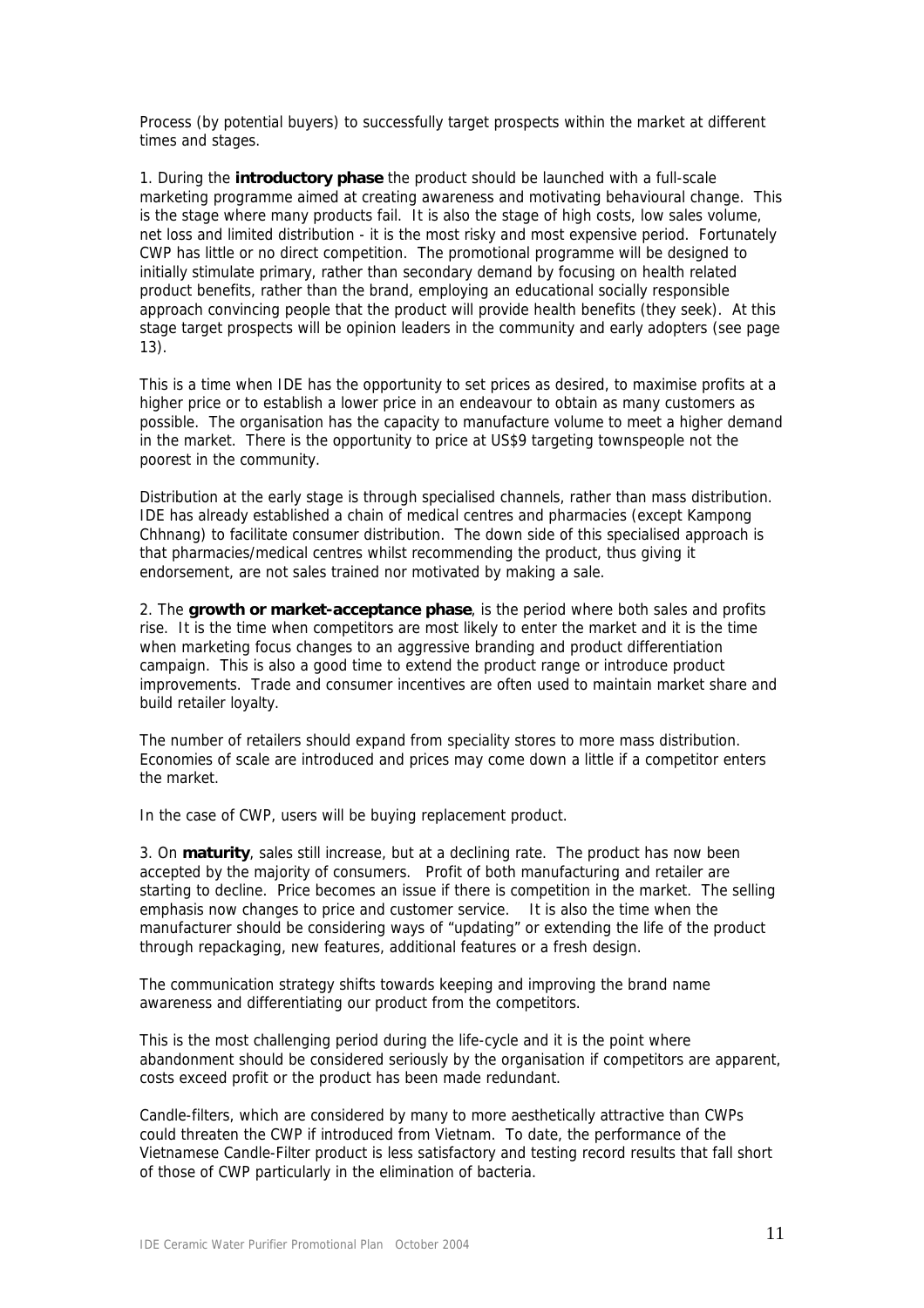Process (by potential buyers) to successfully target prospects within the market at different times and stages.

1. During the **introductory phase** the product should be launched with a full-scale marketing programme aimed at creating awareness and motivating behavioural change. This is the stage where many products fail. It is also the stage of high costs, low sales volume, net loss and limited distribution - it is the most risky and most expensive period. Fortunately CWP has little or no direct competition. The promotional programme will be designed to initially stimulate primary, rather than secondary demand by focusing on health related product benefits, rather than the brand, employing an educational socially responsible approach convincing people that the product will provide health benefits (they seek). At this stage target prospects will be opinion leaders in the community and early adopters (see page 13).

This is a time when IDE has the opportunity to set prices as desired, to maximise profits at a higher price or to establish a lower price in an endeavour to obtain as many customers as possible. The organisation has the capacity to manufacture volume to meet a higher demand in the market. There is the opportunity to price at US$9 targeting townspeople not the poorest in the community.

Distribution at the early stage is through specialised channels, rather than mass distribution. IDE has already established a chain of medical centres and pharmacies (except Kampong Chhnang) to facilitate consumer distribution. The down side of this specialised approach is that pharmacies/medical centres whilst recommending the product, thus giving it endorsement, are not sales trained nor motivated by making a sale.

2. The **growth or market-acceptance phase**, is the period where both sales and profits rise. It is the time when competitors are most likely to enter the market and it is the time when marketing focus changes to an aggressive branding and product differentiation campaign. This is also a good time to extend the product range or introduce product improvements. Trade and consumer incentives are often used to maintain market share and build retailer loyalty.

The number of retailers should expand from speciality stores to more mass distribution. Economies of scale are introduced and prices may come down a little if a competitor enters the market.

In the case of CWP, users will be buying replacement product.

3. On **maturity**, sales still increase, but at a declining rate. The product has now been accepted by the majority of consumers. Profit of both manufacturing and retailer are starting to decline. Price becomes an issue if there is competition in the market. The selling emphasis now changes to price and customer service. It is also the time when the manufacturer should be considering ways of "updating" or extending the life of the product through repackaging, new features, additional features or a fresh design.

The communication strategy shifts towards keeping and improving the brand name awareness and differentiating our product from the competitors.

This is the most challenging period during the life-cycle and it is the point where abandonment should be considered seriously by the organisation if competitors are apparent, costs exceed profit or the product has been made redundant.

Candle-filters, which are considered by many to more aesthetically attractive than CWPs could threaten the CWP if introduced from Vietnam. To date, the performance of the Vietnamese Candle-Filter product is less satisfactory and testing record results that fall short of those of CWP particularly in the elimination of bacteria.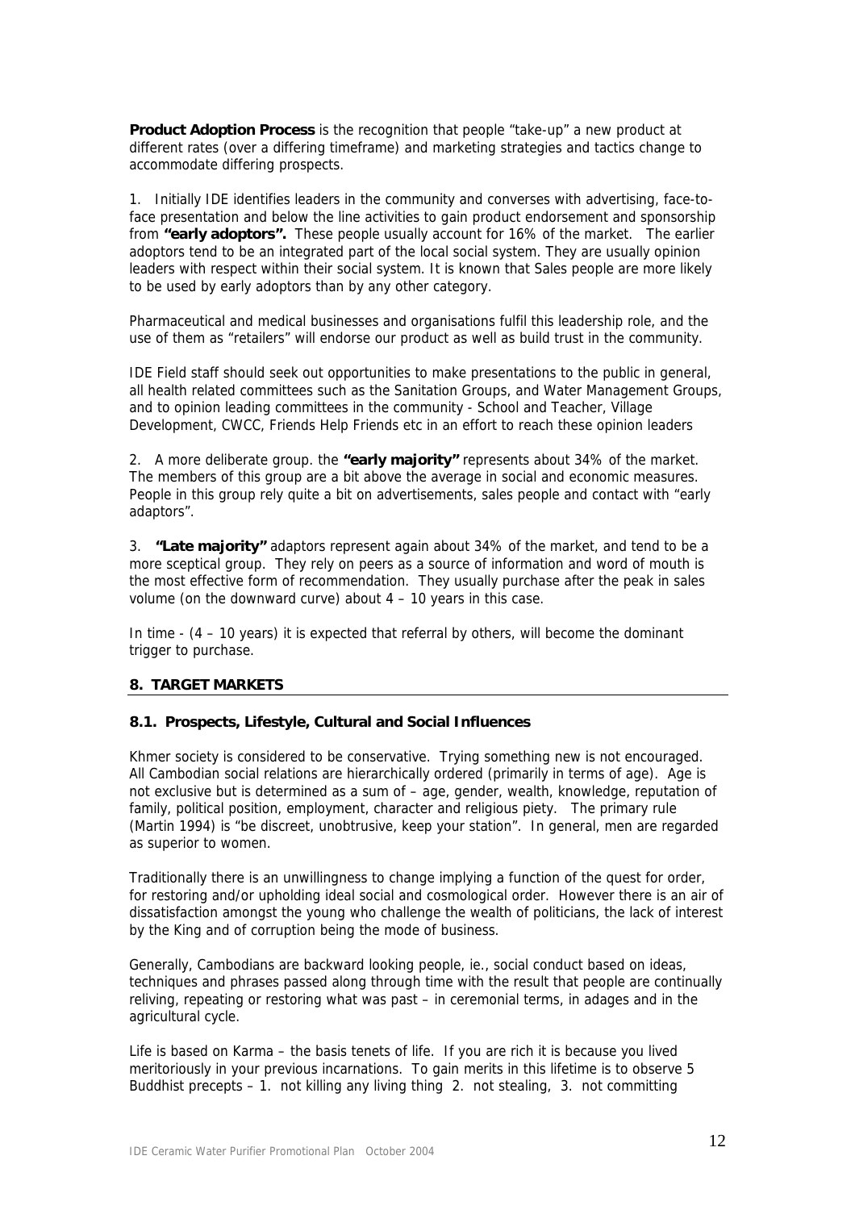**Product Adoption Process** is the recognition that people "take-up" a new product at different rates (over a differing timeframe) and marketing strategies and tactics change to accommodate differing prospects.

1. Initially IDE identifies leaders in the community and converses with advertising, face-to-face presentation and below the line activities to gain product endorsement and sponsorship from **"early adoptors".** These people usually account for 16% of the market. The earlier adoptors tend to be an integrated part of the local social system. They are usually opinion leaders with respect within their social system. It is known that Sales people are more likely to be used by early adoptors than by any other category.

Pharmaceutical and medical businesses and organisations fulfil this leadership role, and the use of them as "retailers" will endorse our product as well as build trust in the community.

IDE Field staff should seek out opportunities to make presentations to the public in general, all health related committees such as the Sanitation Groups, and Water Management Groups, and to opinion leading committees in the community - School and Teacher, Village Development, CWCC, Friends Help Friends etc in an effort to reach these opinion leaders

2. A more deliberate group. the **"early majority"** represents about 34% of the market. The members of this group are a bit above the average in social and economic measures. People in this group rely quite a bit on advertisements, sales people and contact with "early adaptors".

3. **"Late majority"** adaptors represent again about 34% of the market, and tend to be a more sceptical group. They rely on peers as a source of information and word of mouth is the most effective form of recommendation. They usually purchase after the peak in sales volume (on the downward curve) about 4 – 10 years in this case.

In time - (4 – 10 years) it is expected that referral by others, will become the dominant trigger to purchase.

## 8. TARGET MARKETS

### 8.1. Prospects, Lifestyle, Cultural and Social Influences

Khmer society is considered to be conservative. Trying something new is not encouraged. All Cambodian social relations are hierarchically ordered (primarily in terms of age). Age is not exclusive but is determined as a sum of – age, gender, wealth, knowledge, reputation of family, political position, employment, character and religious piety. The primary rule (Martin 1994) is "be discreet, unobtrusive, keep your station". In general, men are regarded as superior to women.

Traditionally there is an unwillingness to change implying a function of the quest for order, for restoring and/or upholding ideal social and cosmological order. However there is an air of dissatisfaction amongst the young who challenge the wealth of politicians, the lack of interest by the King and of corruption being the mode of business.

Generally, Cambodians are backward looking people, ie., social conduct based on ideas, techniques and phrases passed along through time with the result that people are continually reliving, repeating or restoring what was past – in ceremonial terms, in adages and in the agricultural cycle.

Life is based on Karma – the basis tenets of life. If you are rich it is because you lived meritoriously in your previous incarnations. To gain merits in this lifetime is to observe 5 Buddhist precepts – 1. not killing any living thing 2. not stealing, 3. not committing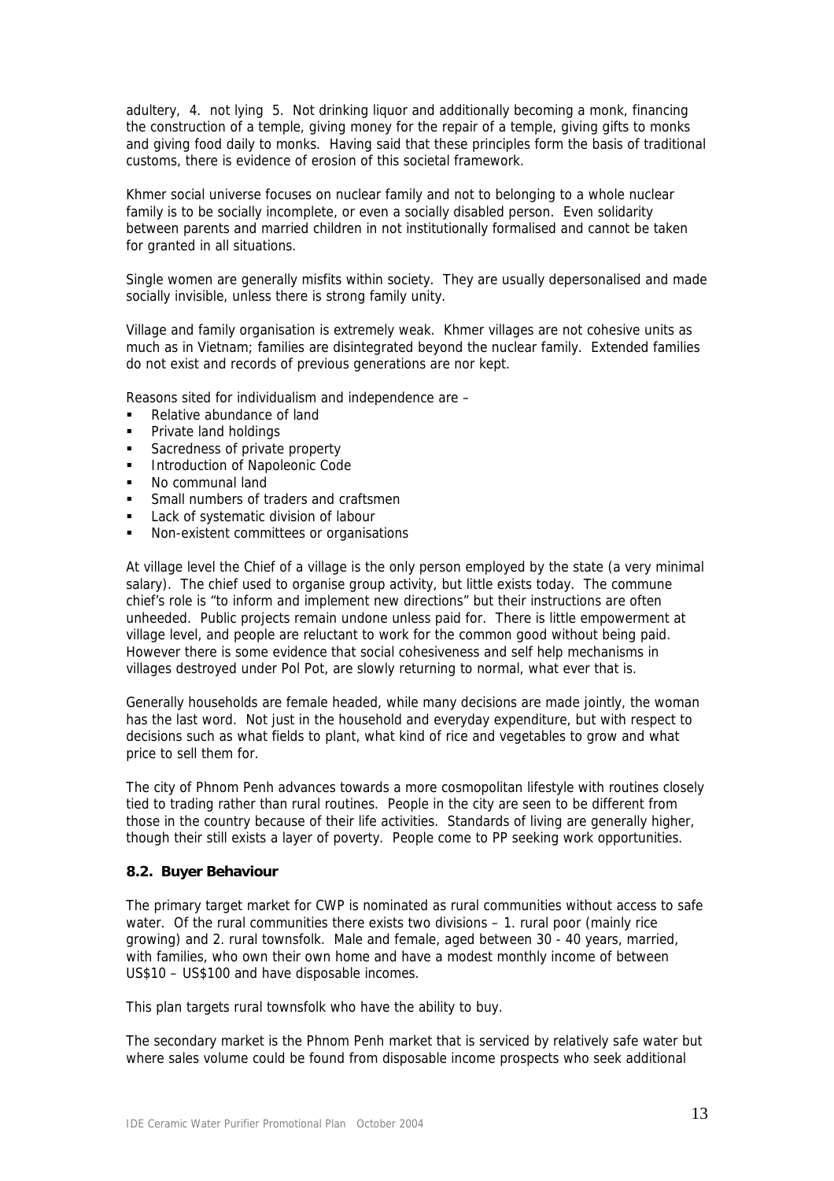adultery, 4. not lying 5. Not drinking liquor and additionally becoming a monk, financing the construction of a temple, giving money for the repair of a temple, giving gifts to monks and giving food daily to monks. Having said that these principles form the basis of traditional customs, there is evidence of erosion of this societal framework.

Khmer social universe focuses on nuclear family and not to belonging to a whole nuclear family is to be socially incomplete, or even a socially disabled person. Even solidarity between parents and married children in not institutionally formalised and cannot be taken for granted in all situations.

Single women are generally misfits within society. They are usually depersonalised and made socially invisible, unless there is strong family unity.

Village and family organisation is extremely weak. Khmer villages are not cohesive units as much as in Vietnam; families are disintegrated beyond the nuclear family. Extended families do not exist and records of previous generations are nor kept.

Reasons sited for individualism and independence are –

- Relative abundance of land
- Private land holdings
- Sacredness of private property
- Introduction of Napoleonic Code
- No communal land
- Small numbers of traders and craftsmen
- Lack of systematic division of labour
- Non-existent committees or organisations

At village level the Chief of a village is the only person employed by the state (a very minimal salary). The chief used to organise group activity, but little exists today. The commune chief's role is "to inform and implement new directions" but their instructions are often unheeded. Public projects remain undone unless paid for. There is little empowerment at village level, and people are reluctant to work for the common good without being paid. However there is some evidence that social cohesiveness and self help mechanisms in villages destroyed under Pol Pot, are slowly returning to normal, what ever that is.

Generally households are female headed, while many decisions are made jointly, the woman has the last word. Not just in the household and everyday expenditure, but with respect to decisions such as what fields to plant, what kind of rice and vegetables to grow and what price to sell them for.

The city of Phnom Penh advances towards a more cosmopolitan lifestyle with routines closely tied to trading rather than rural routines. People in the city are seen to be different from those in the country because of their life activities. Standards of living are generally higher, though their still exists a layer of poverty. People come to PP seeking work opportunities.

### 8.2. Buyer Behaviour

The primary target market for CWP is nominated as rural communities without access to safe water. Of the rural communities there exists two divisions – 1. rural poor (mainly rice growing) and 2. rural townsfolk. Male and female, aged between 30 - 40 years, married, with families, who own their own home and have a modest monthly income of between US$10 – US$100 and have disposable incomes.

This plan targets rural townsfolk who have the ability to buy.

The secondary market is the Phnom Penh market that is serviced by relatively safe water but where sales volume could be found from disposable income prospects who seek additional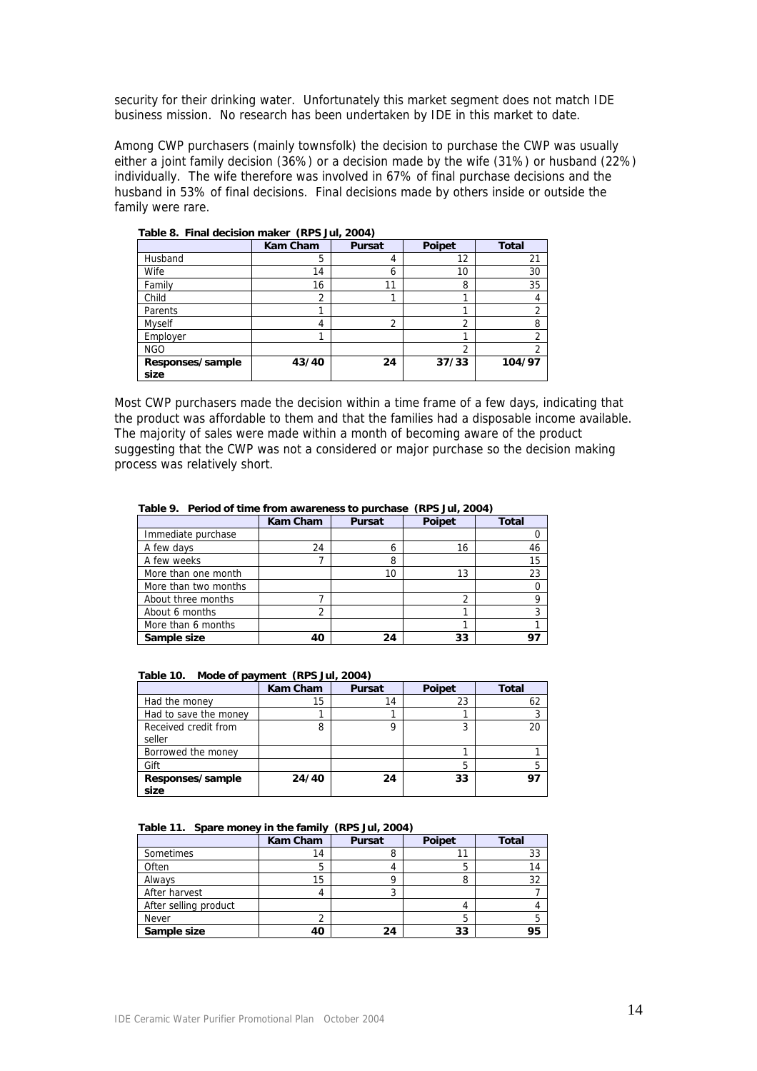security for their drinking water. Unfortunately this market segment does not match IDE business mission. No research has been undertaken by IDE in this market to date.

Among CWP purchasers (mainly townsfolk) the decision to purchase the CWP was usually either a joint family decision (36%) or a decision made by the wife (31%) or husband (22%) individually. The wife therefore was involved in 67% of final purchase decisions and the husband in 53% of final decisions. Final decisions made by others inside or outside the family were rare.

**Table 8. Final decision maker (RPS Jul, 2004)**

| | Kam Cham | Pursat | Poipet | Total |
|---|---|---|---|---|
| Husband | 5 | 4 | 12 | 21 |
| Wife | 14 | 6 | 10 | 30 |
| Family | 16 | 11 | 8 | 35 |
| Child | 2 | 1 | 1 | 4 |
| Parents | 1 | | 1 | 2 |
| Myself | 4 | 2 | 2 | 8 |
| Employer | 1 | | 1 | 2 |
| NGO | | | 2 | 2 |
| **Responses/sample size** | **43/40** | **24** | **37/33** | **104/97** |

Most CWP purchasers made the decision within a time frame of a few days, indicating that the product was affordable to them and that the families had a disposable income available. The majority of sales were made within a month of becoming aware of the product suggesting that the CWP was not a considered or major purchase so the decision making process was relatively short.

**Table 9. Period of time from awareness to purchase (RPS Jul, 2004)**

| | Kam Cham | Pursat | Poipet | Total |
|---|---|---|---|---|
| Immediate purchase | | | | 0 |
| A few days | 24 | 6 | 16 | 46 |
| A few weeks | 7 | 8 | | 15 |
| More than one month | | 10 | 13 | 23 |
| More than two months | | | | 0 |
| About three months | 7 | | 2 | 9 |
| About 6 months | 2 | | 1 | 3 |
| More than 6 months | | | 1 | 1 |
| **Sample size** | **40** | **24** | **33** | **97** |

**Table 10. Mode of payment (RPS Jul, 2004)**

| | Kam Cham | Pursat | Poipet | Total |
|---|---|---|---|---|
| Had the money | 15 | 14 | 23 | 62 |
| Had to save the money | 1 | 1 | 1 | 3 |
| Received credit from seller | 8 | 9 | 3 | 20 |
| Borrowed the money | | | 1 | 1 |
| Gift | | | 5 | 5 |
| **Responses/sample size** | **24/40** | **24** | **33** | **97** |

**Table 11. Spare money in the family (RPS Jul, 2004)**

| | Kam Cham | Pursat | Poipet | Total |
|---|---|---|---|---|
| Sometimes | 14 | 8 | 11 | 33 |
| Often | 5 | 4 | 5 | 14 |
| Always | 15 | 9 | 8 | 32 |
| After harvest | 4 | 3 | | 7 |
| After selling product | | | 4 | 4 |
| Never | 2 | | 5 | 5 |
| **Sample size** | **40** | **24** | **33** | **95** |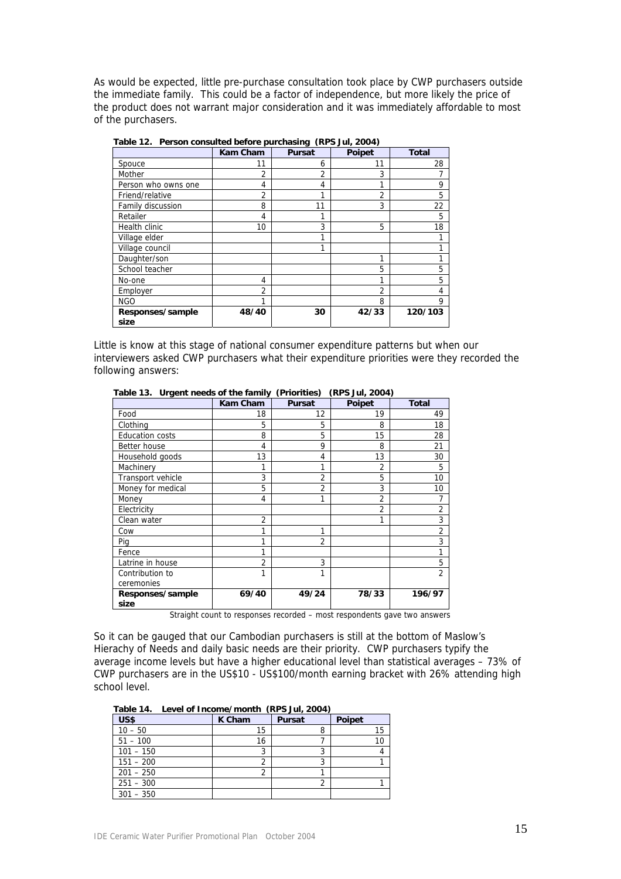As would be expected, little pre-purchase consultation took place by CWP purchasers outside the immediate family. This could be a factor of independence, but more likely the price of the product does not warrant major consideration and it was immediately affordable to most of the purchasers.

**Table 12. Person consulted before purchasing (RPS Jul, 2004)**

| | Kam Cham | Pursat | Poipet | Total |
|---|---|---|---|---|
| Spouce | 11 | 6 | 11 | 28 |
| Mother | 2 | 2 | 3 | 7 |
| Person who owns one | 4 | 4 | 1 | 9 |
| Friend/relative | 2 | 1 | 2 | 5 |
| Family discussion | 8 | 11 | 3 | 22 |
| Retailer | 4 | 1 | | 5 |
| Health clinic | 10 | 3 | 5 | 18 |
| Village elder | | 1 | | 1 |
| Village council | | 1 | | 1 |
| Daughter/son | | | 1 | 1 |
| School teacher | | | 5 | 5 |
| No-one | 4 | | 1 | 5 |
| Employer | 2 | | 2 | 4 |
| NGO | 1 | | 8 | 9 |
| **Responses/sample size** | **48/40** | **30** | **42/33** | **120/103** |

Little is know at this stage of national consumer expenditure patterns but when our interviewers asked CWP purchasers what their expenditure priorities were they recorded the following answers:

**Table 13. Urgent needs of the family (Priorities) (RPS Jul, 2004)**

| | Kam Cham | Pursat | Poipet | Total |
|---|---|---|---|---|
| Food | 18 | 12 | 19 | 49 |
| Clothing | 5 | 5 | 8 | 18 |
| Education costs | 8 | 5 | 15 | 28 |
| Better house | 4 | 9 | 8 | 21 |
| Household goods | 13 | 4 | 13 | 30 |
| Machinery | 1 | 1 | 2 | 5 |
| Transport vehicle | 3 | 2 | 5 | 10 |
| Money for medical | 5 | 2 | 3 | 10 |
| Money | 4 | 1 | 2 | 7 |
| Electricity | | | 2 | 2 |
| Clean water | 2 | | 1 | 3 |
| Cow | 1 | 1 | | 2 |
| Pig | 1 | 2 | | 3 |
| Fence | 1 | | | 1 |
| Latrine in house | 2 | 3 | | 5 |
| Contribution to ceremonies | 1 | 1 | | 2 |
| **Responses/sample size** | **69/40** | **49/24** | **78/33** | **196/97** |

Straight count to responses recorded – most respondents gave two answers

So it can be gauged that our Cambodian purchasers is still at the bottom of Maslow's Hierachy of Needs and daily basic needs are their priority. CWP purchasers typify the average income levels but have a higher educational level than statistical averages – 73% of CWP purchasers are in the US$10 - US$100/month earning bracket with 26% attending high school level.

**Table 14. Level of Income/month (RPS Jul, 2004)**

| US$ | K Cham | Pursat | Poipet |
|---|---|---|---|
| 10 – 50 | 15 | 8 | 15 |
| 51 – 100 | 16 | 7 | 10 |
| 101 – 150 | 3 | 3 | 4 |
| 151 – 200 | 2 | 3 | 1 |
| 201 – 250 | 2 | 1 | |
| 251 – 300 | | 2 | 1 |
| 301 – 350 | | | |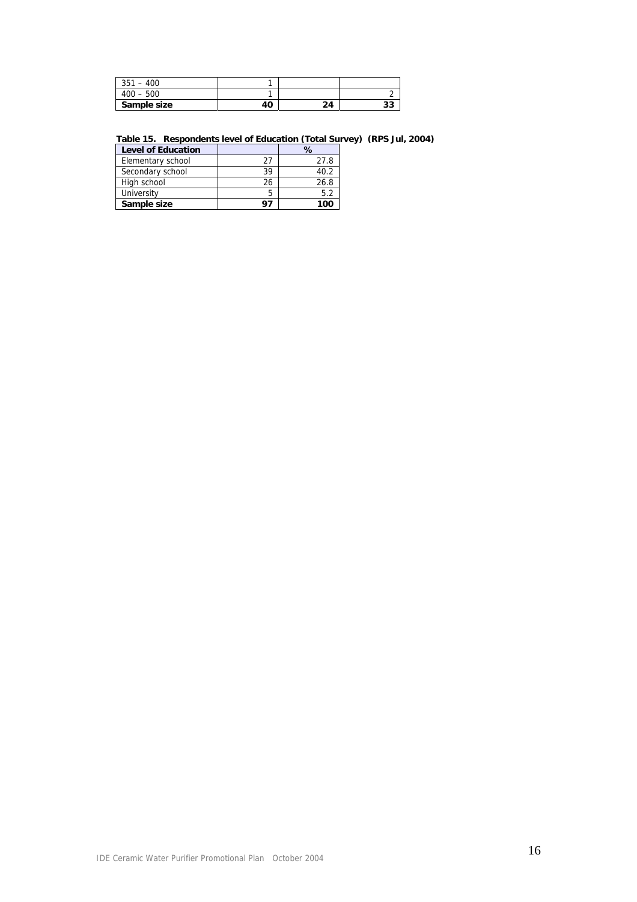| | | | |
|---|---|---|---|
| 351 – 400 | 1 | | |
| 400 – 500 | 1 | | 2 |
| **Sample size** | **40** | **24** | **33** |

**Table 15. Respondents level of Education (Total Survey) (RPS Jul, 2004)**

| Level of Education | | % |
|---|---|---|
| Elementary school | 27 | 27.8 |
| Secondary school | 39 | 40.2 |
| High school | 26 | 26.8 |
| University | 5 | 5.2 |
| **Sample size** | **97** | **100** |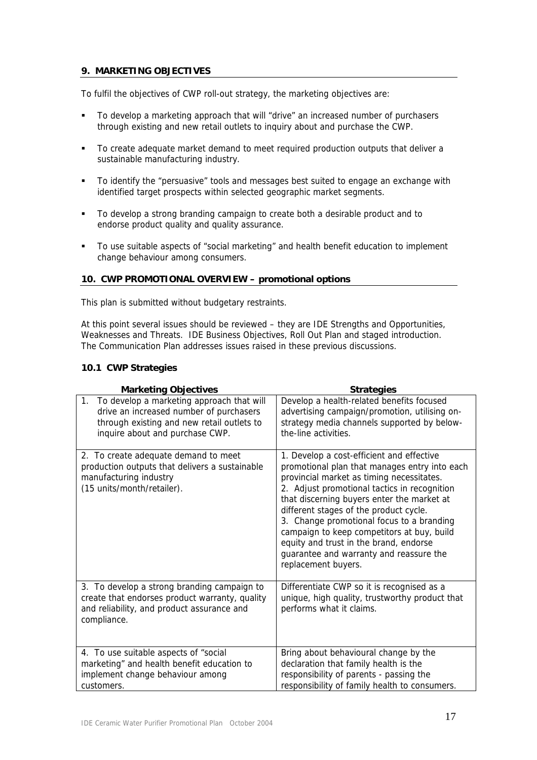## 9. MARKETING OBJECTIVES

To fulfil the objectives of CWP roll-out strategy, the marketing objectives are:

- To develop a marketing approach that will "drive" an increased number of purchasers through existing and new retail outlets to inquiry about and purchase the CWP.
- To create adequate market demand to meet required production outputs that deliver a sustainable manufacturing industry.
- To identify the "persuasive" tools and messages best suited to engage an exchange with identified target prospects within selected geographic market segments.
- To develop a strong branding campaign to create both a desirable product and to endorse product quality and quality assurance.
- To use suitable aspects of "social marketing" and health benefit education to implement change behaviour among consumers.

## 10. CWP PROMOTIONAL OVERVIEW – promotional options

This plan is submitted without budgetary restraints.

At this point several issues should be reviewed – they are IDE Strengths and Opportunities, Weaknesses and Threats. IDE Business Objectives, Roll Out Plan and staged introduction. The Communication Plan addresses issues raised in these previous discussions.

### 10.1 CWP Strategies

| Marketing Objectives | Strategies |
|---|---|
| 1. To develop a marketing approach that will drive an increased number of purchasers through existing and new retail outlets to inquire about and purchase CWP. | Develop a health-related benefits focused advertising campaign/promotion, utilising on-strategy media channels supported by below-the-line activities. |
| 2. To create adequate demand to meet production outputs that delivers a sustainable manufacturing industry (15 units/month/retailer). | 1. Develop a cost-efficient and effective promotional plan that manages entry into each provincial market as timing necessitates.<br>2. Adjust promotional tactics in recognition that discerning buyers enter the market at different stages of the product cycle.<br>3. Change promotional focus to a branding campaign to keep competitors at buy, build equity and trust in the brand, endorse guarantee and warranty and reassure the replacement buyers. |
| 3. To develop a strong branding campaign to create that endorses product warranty, quality and reliability, and product assurance and compliance. | Differentiate CWP so it is recognised as a unique, high quality, trustworthy product that performs what it claims. |
| 4. To use suitable aspects of "social marketing" and health benefit education to implement change behaviour among customers. | Bring about behavioural change by the declaration that family health is the responsibility of parents - passing the responsibility of family health to consumers. |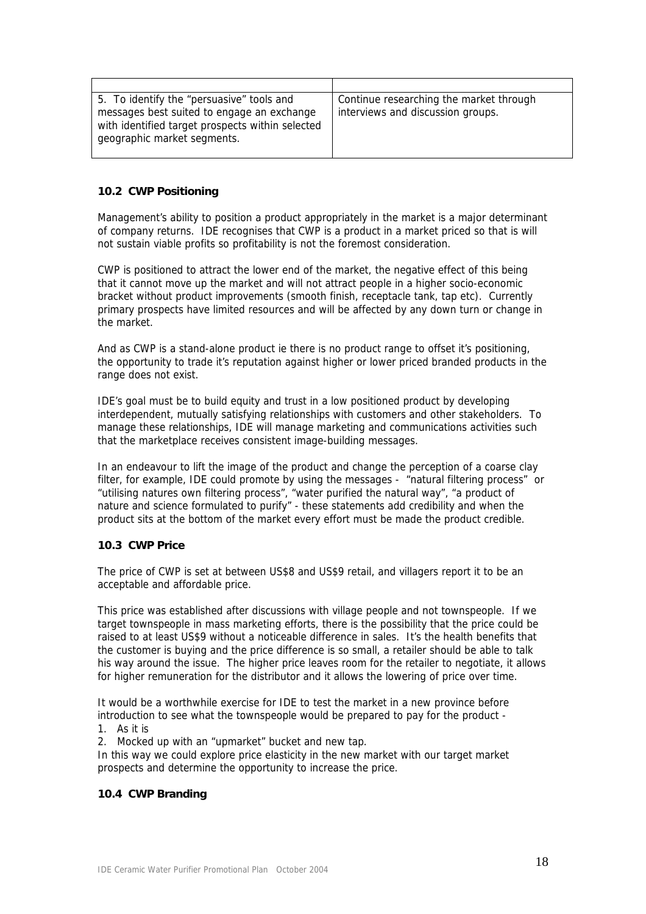| | |
|---|---|
| 5. To identify the "persuasive" tools and messages best suited to engage an exchange with identified target prospects within selected geographic market segments. | Continue researching the market through interviews and discussion groups. |

### 10.2 CWP Positioning

Management's ability to position a product appropriately in the market is a major determinant of company returns. IDE recognises that CWP is a product in a market priced so that is will not sustain viable profits so profitability is not the foremost consideration.

CWP is positioned to attract the lower end of the market, the negative effect of this being that it cannot move up the market and will not attract people in a higher socio-economic bracket without product improvements (smooth finish, receptacle tank, tap etc). Currently primary prospects have limited resources and will be affected by any down turn or change in the market.

And as CWP is a stand-alone product ie there is no product range to offset it's positioning, the opportunity to trade it's reputation against higher or lower priced branded products in the range does not exist.

IDE's goal must be to build equity and trust in a low positioned product by developing interdependent, mutually satisfying relationships with customers and other stakeholders. To manage these relationships, IDE will manage marketing and communications activities such that the marketplace receives consistent image-building messages.

In an endeavour to lift the image of the product and change the perception of a coarse clay filter, for example, IDE could promote by using the messages - "natural filtering process" or "utilising natures own filtering process", "water purified the natural way", "a product of nature and science formulated to purify" - these statements add credibility and when the product sits at the bottom of the market every effort must be made the product credible.

### 10.3 CWP Price

The price of CWP is set at between US$8 and US$9 retail, and villagers report it to be an acceptable and affordable price.

This price was established after discussions with village people and not townspeople. If we target townspeople in mass marketing efforts, there is the possibility that the price could be raised to at least US$9 without a noticeable difference in sales. It's the health benefits that the customer is buying and the price difference is so small, a retailer should be able to talk his way around the issue. The higher price leaves room for the retailer to negotiate, it allows for higher remuneration for the distributor and it allows the lowering of price over time.

It would be a worthwhile exercise for IDE to test the market in a new province before introduction to see what the townspeople would be prepared to pay for the product -

1. As it is
2. Mocked up with an "upmarket" bucket and new tap.

In this way we could explore price elasticity in the new market with our target market prospects and determine the opportunity to increase the price.

### 10.4 CWP Branding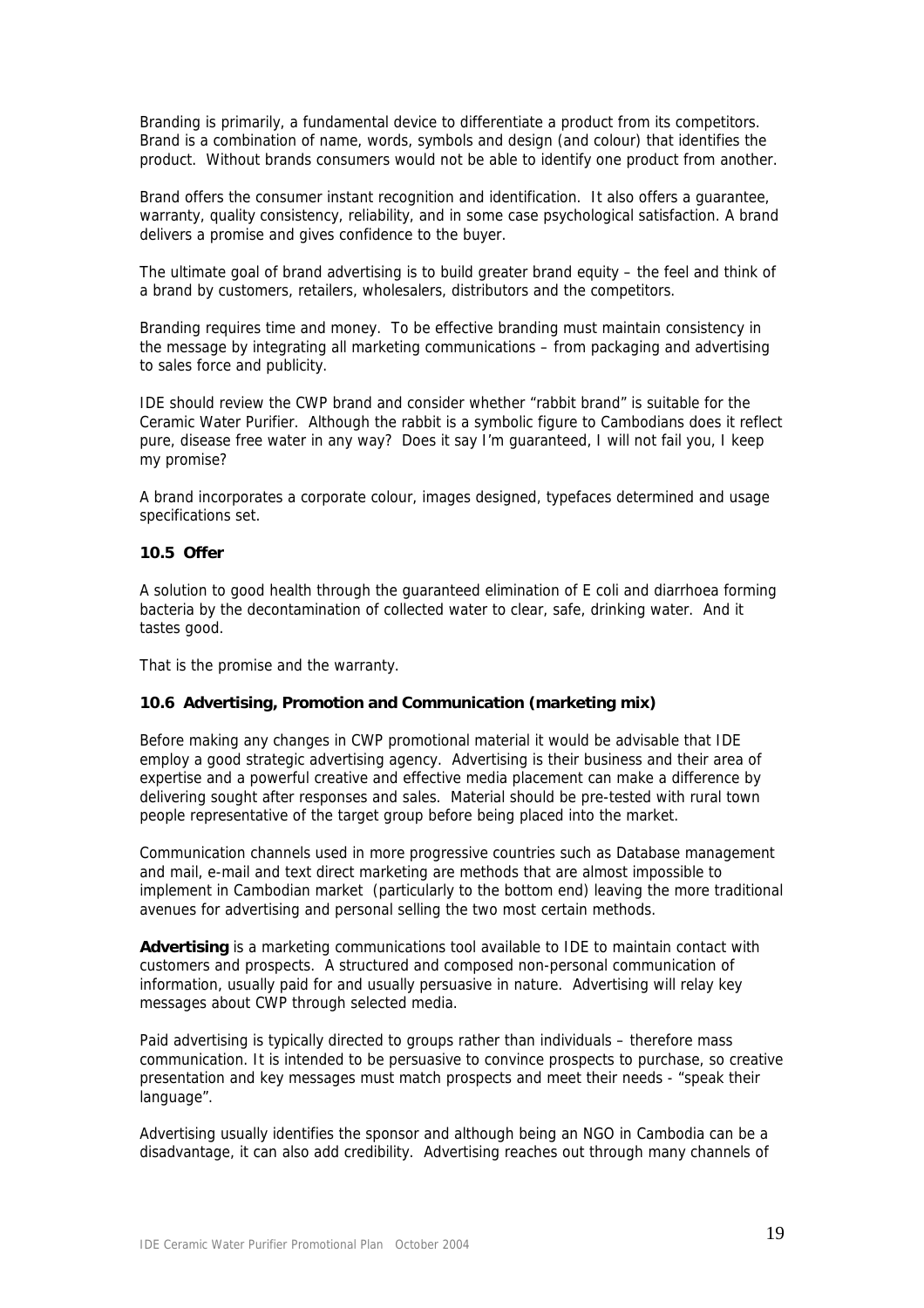Branding is primarily, a fundamental device to differentiate a product from its competitors. Brand is a combination of name, words, symbols and design (and colour) that identifies the product. Without brands consumers would not be able to identify one product from another.

Brand offers the consumer instant recognition and identification. It also offers a guarantee, warranty, quality consistency, reliability, and in some case psychological satisfaction. A brand delivers a promise and gives confidence to the buyer.

The ultimate goal of brand advertising is to build greater brand equity – the feel and think of a brand by customers, retailers, wholesalers, distributors and the competitors.

Branding requires time and money. To be effective branding must maintain consistency in the message by integrating all marketing communications – from packaging and advertising to sales force and publicity.

IDE should review the CWP brand and consider whether "rabbit brand" is suitable for the Ceramic Water Purifier. Although the rabbit is a symbolic figure to Cambodians does it reflect pure, disease free water in any way? Does it say I'm guaranteed, I will not fail you, I keep my promise?

A brand incorporates a corporate colour, images designed, typefaces determined and usage specifications set.

### 10.5 Offer

A solution to good health through the guaranteed elimination of E coli and diarrhoea forming bacteria by the decontamination of collected water to clear, safe, drinking water. And it tastes good.

That is the promise and the warranty.

### 10.6 Advertising, Promotion and Communication (marketing mix)

Before making any changes in CWP promotional material it would be advisable that IDE employ a good strategic advertising agency. Advertising is their business and their area of expertise and a powerful creative and effective media placement can make a difference by delivering sought after responses and sales. Material should be pre-tested with rural town people representative of the target group before being placed into the market.

Communication channels used in more progressive countries such as Database management and mail, e-mail and text direct marketing are methods that are almost impossible to implement in Cambodian market (particularly to the bottom end) leaving the more traditional avenues for advertising and personal selling the two most certain methods.

**Advertising** is a marketing communications tool available to IDE to maintain contact with customers and prospects. A structured and composed non-personal communication of information, usually paid for and usually persuasive in nature. Advertising will relay key messages about CWP through selected media.

Paid advertising is typically directed to groups rather than individuals – therefore mass communication. It is intended to be persuasive to convince prospects to purchase, so creative presentation and key messages must match prospects and meet their needs - "speak their language".

Advertising usually identifies the sponsor and although being an NGO in Cambodia can be a disadvantage, it can also add credibility. Advertising reaches out through many channels of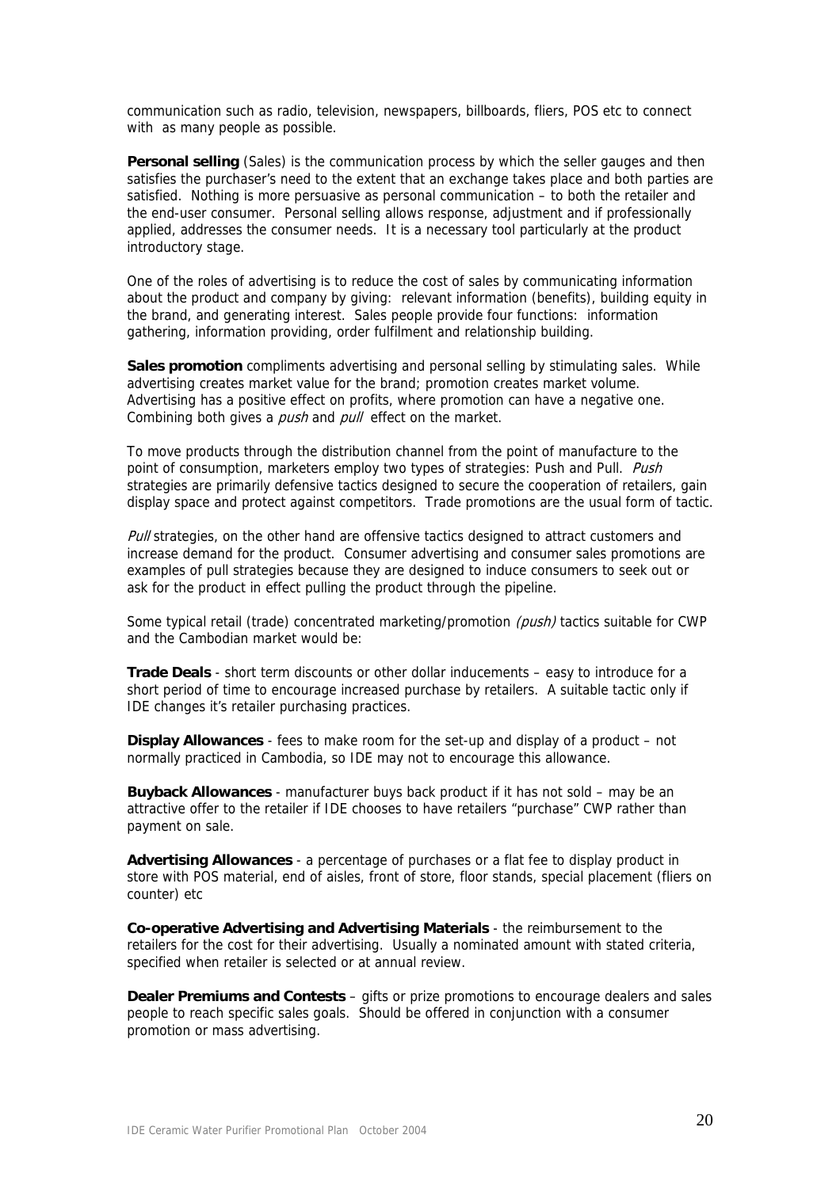communication such as radio, television, newspapers, billboards, fliers, POS etc to connect with as many people as possible.

**Personal selling** (Sales) is the communication process by which the seller gauges and then satisfies the purchaser's need to the extent that an exchange takes place and both parties are satisfied. Nothing is more persuasive as personal communication – to both the retailer and the end-user consumer. Personal selling allows response, adjustment and if professionally applied, addresses the consumer needs. It is a necessary tool particularly at the product introductory stage.

One of the roles of advertising is to reduce the cost of sales by communicating information about the product and company by giving: relevant information (benefits), building equity in the brand, and generating interest. Sales people provide four functions: information gathering, information providing, order fulfilment and relationship building.

**Sales promotion** compliments advertising and personal selling by stimulating sales. While advertising creates market value for the brand; promotion creates market volume. Advertising has a positive effect on profits, where promotion can have a negative one. Combining both gives a *push* and *pull* effect on the market.

To move products through the distribution channel from the point of manufacture to the point of consumption, marketers employ two types of strategies: Push and Pull. *Push* strategies are primarily defensive tactics designed to secure the cooperation of retailers, gain display space and protect against competitors. Trade promotions are the usual form of tactic.

*Pull* strategies, on the other hand are offensive tactics designed to attract customers and increase demand for the product. Consumer advertising and consumer sales promotions are examples of pull strategies because they are designed to induce consumers to seek out or ask for the product in effect pulling the product through the pipeline.

Some typical retail (trade) concentrated marketing/promotion *(push)* tactics suitable for CWP and the Cambodian market would be:

**Trade Deals** - short term discounts or other dollar inducements – easy to introduce for a short period of time to encourage increased purchase by retailers. A suitable tactic only if IDE changes it's retailer purchasing practices.

**Display Allowances** - fees to make room for the set-up and display of a product – not normally practiced in Cambodia, so IDE may not to encourage this allowance.

**Buyback Allowances** - manufacturer buys back product if it has not sold – may be an attractive offer to the retailer if IDE chooses to have retailers "purchase" CWP rather than payment on sale.

**Advertising Allowances** - a percentage of purchases or a flat fee to display product in store with POS material, end of aisles, front of store, floor stands, special placement (fliers on counter) etc

**Co-operative Advertising and Advertising Materials** - the reimbursement to the retailers for the cost for their advertising. Usually a nominated amount with stated criteria, specified when retailer is selected or at annual review.

**Dealer Premiums and Contests** – gifts or prize promotions to encourage dealers and sales people to reach specific sales goals. Should be offered in conjunction with a consumer promotion or mass advertising.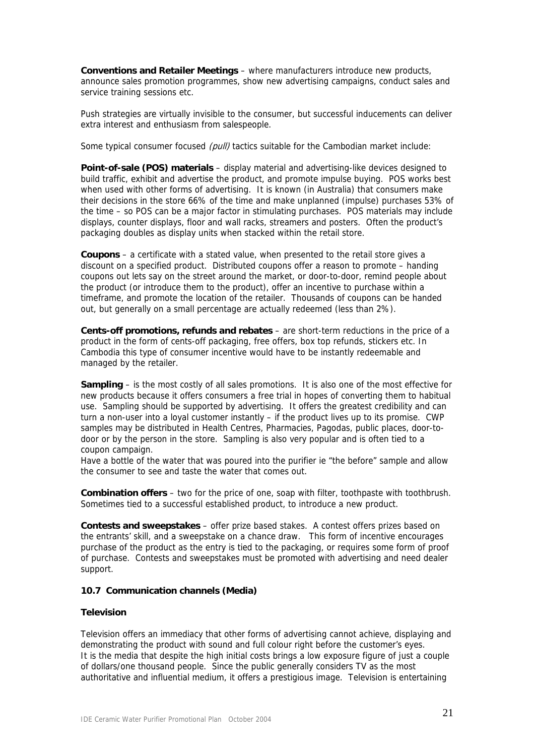**Conventions and Retailer Meetings** – where manufacturers introduce new products, announce sales promotion programmes, show new advertising campaigns, conduct sales and service training sessions etc.

Push strategies are virtually invisible to the consumer, but successful inducements can deliver extra interest and enthusiasm from salespeople.

Some typical consumer focused *(pull)* tactics suitable for the Cambodian market include:

**Point-of-sale (POS) materials** – display material and advertising-like devices designed to build traffic, exhibit and advertise the product, and promote impulse buying. POS works best when used with other forms of advertising. It is known (in Australia) that consumers make their decisions in the store 66% of the time and make unplanned (impulse) purchases 53% of the time – so POS can be a major factor in stimulating purchases. POS materials may include displays, counter displays, floor and wall racks, streamers and posters. Often the product's packaging doubles as display units when stacked within the retail store.

**Coupons** – a certificate with a stated value, when presented to the retail store gives a discount on a specified product. Distributed coupons offer a reason to promote – handing coupons out lets say on the street around the market, or door-to-door, remind people about the product (or introduce them to the product), offer an incentive to purchase within a timeframe, and promote the location of the retailer. Thousands of coupons can be handed out, but generally on a small percentage are actually redeemed (less than 2%).

**Cents-off promotions, refunds and rebates** – are short-term reductions in the price of a product in the form of cents-off packaging, free offers, box top refunds, stickers etc. In Cambodia this type of consumer incentive would have to be instantly redeemable and managed by the retailer.

**Sampling** – is the most costly of all sales promotions. It is also one of the most effective for new products because it offers consumers a free trial in hopes of converting them to habitual use. Sampling should be supported by advertising. It offers the greatest credibility and can turn a non-user into a loyal customer instantly – if the product lives up to its promise. CWP samples may be distributed in Health Centres, Pharmacies, Pagodas, public places, door-to-door or by the person in the store. Sampling is also very popular and is often tied to a coupon campaign.
Have a bottle of the water that was poured into the purifier ie "the before" sample and allow the consumer to see and taste the water that comes out.

**Combination offers** – two for the price of one, soap with filter, toothpaste with toothbrush. Sometimes tied to a successful established product, to introduce a new product.

**Contests and sweepstakes** – offer prize based stakes. A contest offers prizes based on the entrants' skill, and a sweepstake on a chance draw. This form of incentive encourages purchase of the product as the entry is tied to the packaging, or requires some form of proof of purchase. Contests and sweepstakes must be promoted with advertising and need dealer support.

### 10.7 Communication channels (Media)

#### Television

Television offers an immediacy that other forms of advertising cannot achieve, displaying and demonstrating the product with sound and full colour right before the customer's eyes.
It is the media that despite the high initial costs brings a low exposure figure of just a couple of dollars/one thousand people. Since the public generally considers TV as the most authoritative and influential medium, it offers a prestigious image. Television is entertaining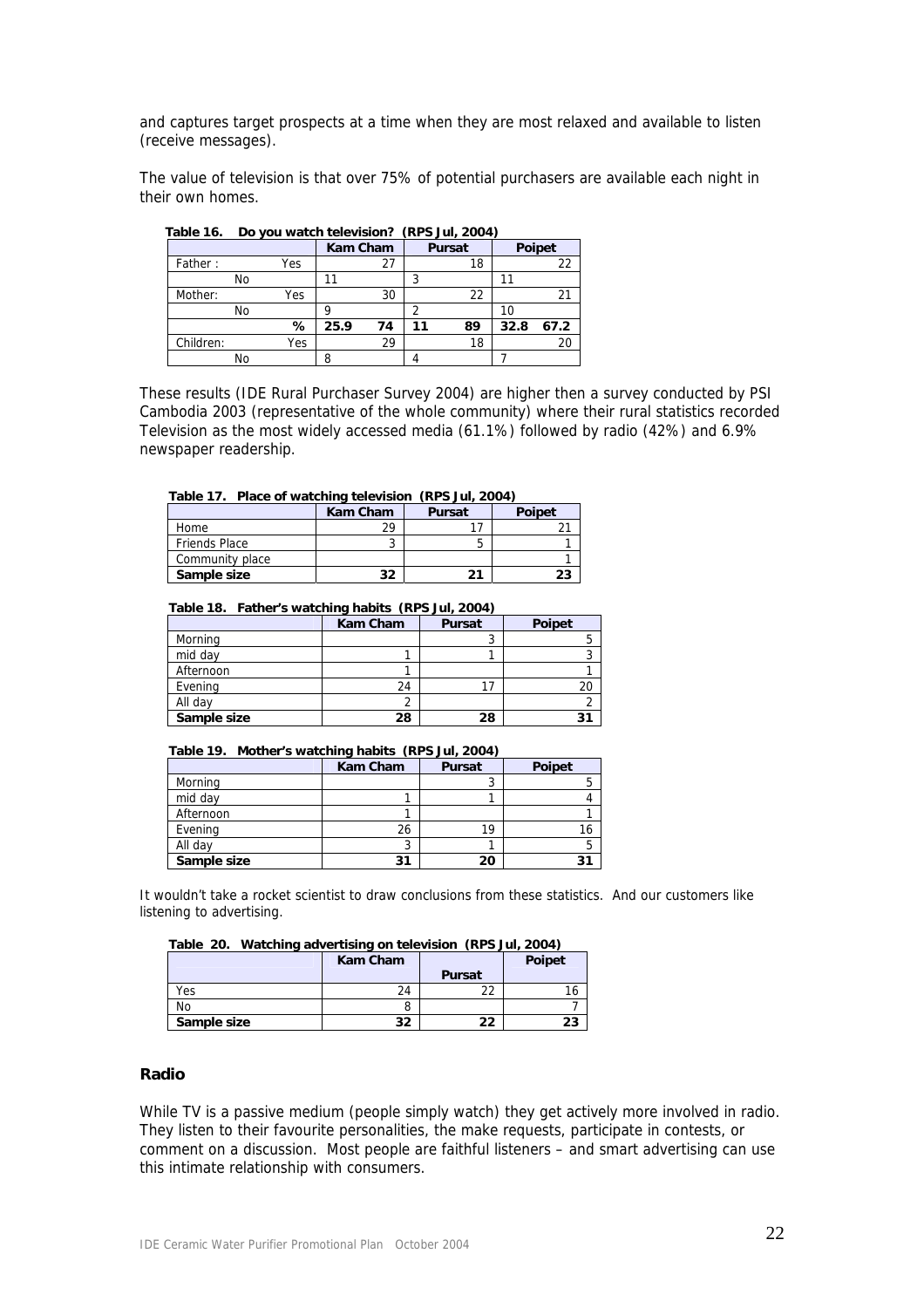and captures target prospects at a time when they are most relaxed and available to listen (receive messages).

The value of television is that over 75% of potential purchasers are available each night in their own homes.

**Table 16. Do you watch television? (RPS Jul, 2004)**

| | | Kam Cham | | Pursat | | Poipet | |
|---|---|---|---|---|---|---|---|
| Father : | Yes | | 27 | | 18 | | 22 |
| No | | 11 | | 3 | | 11 | |
| Mother: | Yes | | 30 | | 22 | | 21 |
| No | | 9 | | 2 | | 10 | |
| | **%** | **25.9** | **74** | **11** | **89** | **32.8** | **67.2** |
| Children: | Yes | | 29 | | 18 | | 20 |
| No | | 8 | | 4 | | 7 | |

These results (IDE Rural Purchaser Survey 2004) are higher then a survey conducted by PSI Cambodia 2003 (representative of the whole community) where their rural statistics recorded Television as the most widely accessed media (61.1%) followed by radio (42%) and 6.9% newspaper readership.

**Table 17. Place of watching television (RPS Jul, 2004)**

| | Kam Cham | Pursat | Poipet |
|---|---|---|---|
| Home | 29 | 17 | 21 |
| Friends Place | 3 | 5 | 1 |
| Community place | | | 1 |
| **Sample size** | **32** | **21** | **23** |

**Table 18. Father's watching habits (RPS Jul, 2004)**

| | Kam Cham | Pursat | Poipet |
|---|---|---|---|
| Morning | | 3 | 5 |
| mid day | 1 | 1 | 3 |
| Afternoon | 1 | | 1 |
| Evening | 24 | 17 | 20 |
| All day | 2 | | 2 |
| **Sample size** | **28** | **28** | **31** |

**Table 19. Mother's watching habits (RPS Jul, 2004)**

| | Kam Cham | Pursat | Poipet |
|---|---|---|---|
| Morning | | 3 | 5 |
| mid day | 1 | 1 | 4 |
| Afternoon | 1 | | 1 |
| Evening | 26 | 19 | 16 |
| All day | 3 | 1 | 5 |
| **Sample size** | **31** | **20** | **31** |

It wouldn't take a rocket scientist to draw conclusions from these statistics. And our customers like listening to advertising.

**Table 20. Watching advertising on television (RPS Jul, 2004)**

| | Kam Cham | Pursat | Poipet |
|---|---|---|---|
| Yes | 24 | 22 | 16 |
| No | 8 | | 7 |
| **Sample size** | **32** | **22** | **23** |

## Radio

While TV is a passive medium (people simply watch) they get actively more involved in radio. They listen to their favourite personalities, the make requests, participate in contests, or comment on a discussion. Most people are faithful listeners – and smart advertising can use this intimate relationship with consumers.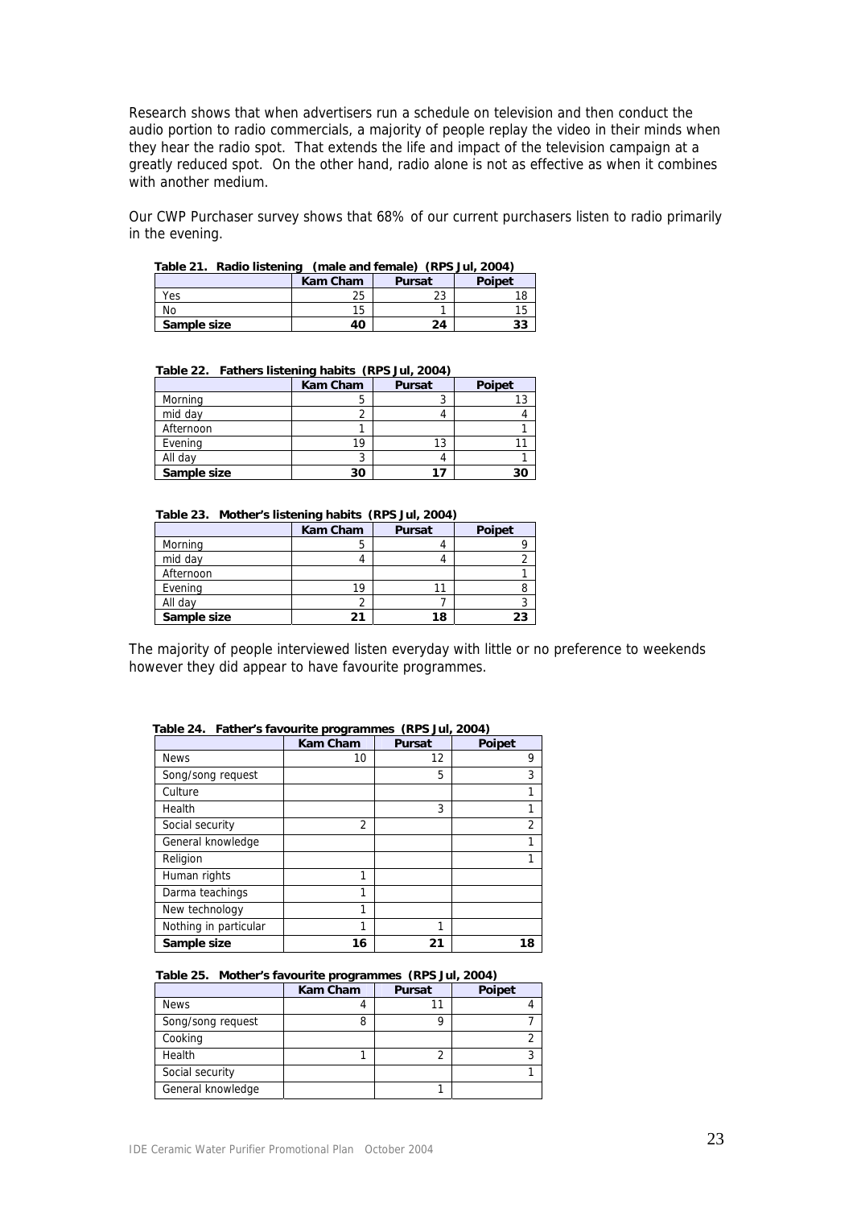Research shows that when advertisers run a schedule on television and then conduct the audio portion to radio commercials, a majority of people replay the video in their minds when they hear the radio spot. That extends the life and impact of the television campaign at a greatly reduced spot. On the other hand, radio alone is not as effective as when it combines with another medium.

Our CWP Purchaser survey shows that 68% of our current purchasers listen to radio primarily in the evening.

**Table 21. Radio listening (male and female) (RPS Jul, 2004)**

| | Kam Cham | Pursat | Poipet |
|---|---|---|---|
| Yes | 25 | 23 | 18 |
| No | 15 | 1 | 15 |
| **Sample size** | **40** | **24** | **33** |

**Table 22. Fathers listening habits (RPS Jul, 2004)**

| | Kam Cham | Pursat | Poipet |
|---|---|---|---|
| Morning | 5 | 3 | 13 |
| mid day | 2 | 4 | 4 |
| Afternoon | 1 | | 1 |
| Evening | 19 | 13 | 11 |
| All day | 3 | 4 | 1 |
| **Sample size** | **30** | **17** | **30** |

**Table 23. Mother's listening habits (RPS Jul, 2004)**

| | Kam Cham | Pursat | Poipet |
|---|---|---|---|
| Morning | 5 | 4 | 9 |
| mid day | 4 | 4 | 2 |
| Afternoon | | | 1 |
| Evening | 19 | 11 | 8 |
| All day | 2 | 7 | 3 |
| **Sample size** | **21** | **18** | **23** |

The majority of people interviewed listen everyday with little or no preference to weekends however they did appear to have favourite programmes.

**Table 24. Father's favourite programmes (RPS Jul, 2004)**

| | Kam Cham | Pursat | Poipet |
|---|---|---|---|
| News | 10 | 12 | 9 |
| Song/song request | | 5 | 3 |
| Culture | | | 1 |
| Health | | 3 | 1 |
| Social security | 2 | | 2 |
| General knowledge | | | 1 |
| Religion | | | 1 |
| Human rights | 1 | | |
| Darma teachings | 1 | | |
| New technology | 1 | | |
| Nothing in particular | 1 | 1 | |
| **Sample size** | **16** | **21** | **18** |

**Table 25. Mother's favourite programmes (RPS Jul, 2004)**

| | Kam Cham | Pursat | Poipet |
|---|---|---|---|
| News | 4 | 11 | 4 |
| Song/song request | 8 | 9 | 7 |
| Cooking | | | 2 |
| Health | 1 | 2 | 3 |
| Social security | | | 1 |
| General knowledge | | 1 | |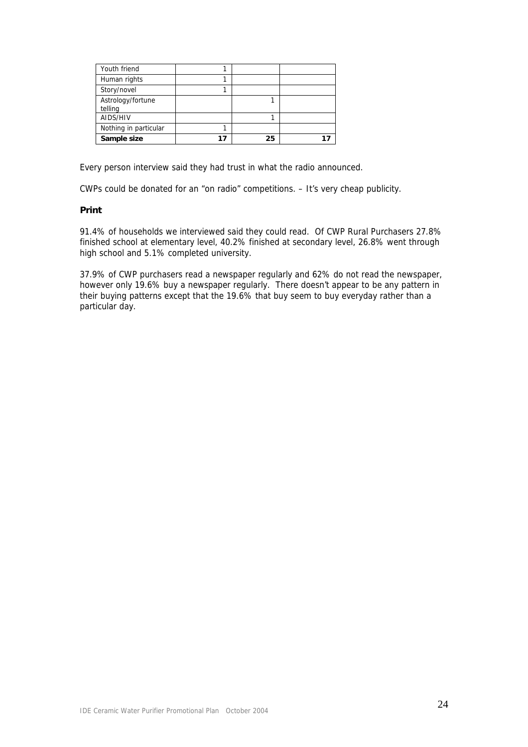| | | | |
|---|---|---|---|
| Youth friend | 1 | | |
| Human rights | 1 | | |
| Story/novel | 1 | | |
| Astrology/fortune telling | | 1 | |
| AIDS/HIV | | 1 | |
| Nothing in particular | 1 | | |
| **Sample size** | **17** | **25** | **17** |

Every person interview said they had trust in what the radio announced.

CWPs could be donated for an "on radio" competitions. – It's very cheap publicity.

### Print

91.4% of households we interviewed said they could read. Of CWP Rural Purchasers 27.8% finished school at elementary level, 40.2% finished at secondary level, 26.8% went through high school and 5.1% completed university.

37.9% of CWP purchasers read a newspaper regularly and 62% do not read the newspaper, however only 19.6% buy a newspaper regularly. There doesn't appear to be any pattern in their buying patterns except that the 19.6% that buy seem to buy everyday rather than a particular day.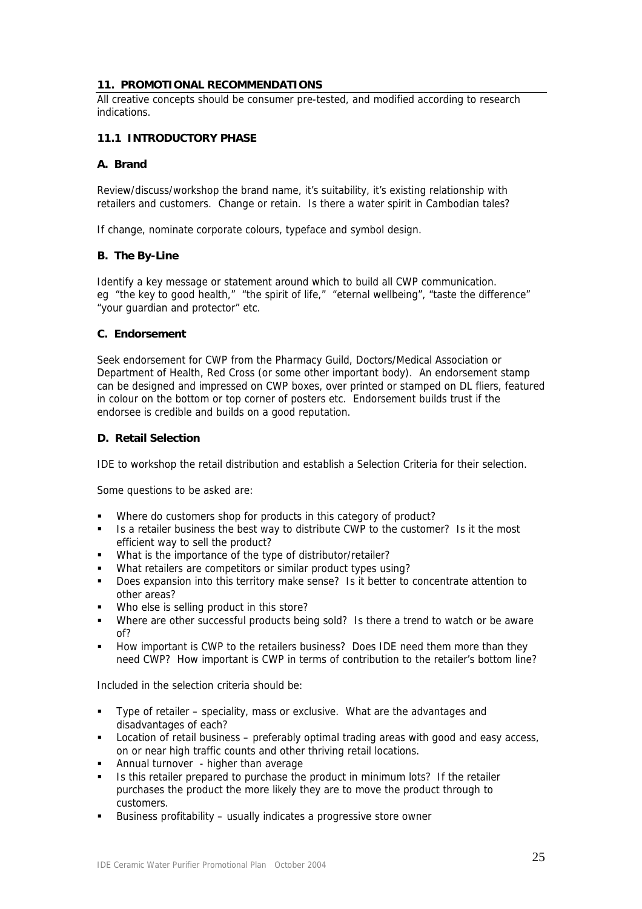## 11. PROMOTIONAL RECOMMENDATIONS

All creative concepts should be consumer pre-tested, and modified according to research indications.

### 11.1 INTRODUCTORY PHASE

#### A. Brand

Review/discuss/workshop the brand name, it's suitability, it's existing relationship with retailers and customers. Change or retain. Is there a water spirit in Cambodian tales?

If change, nominate corporate colours, typeface and symbol design.

#### B. The By-Line

Identify a key message or statement around which to build all CWP communication. eg "the key to good health," "the spirit of life," "eternal wellbeing", "taste the difference" "your guardian and protector" etc.

#### C. Endorsement

Seek endorsement for CWP from the Pharmacy Guild, Doctors/Medical Association or Department of Health, Red Cross (or some other important body). An endorsement stamp can be designed and impressed on CWP boxes, over printed or stamped on DL fliers, featured in colour on the bottom or top corner of posters etc. Endorsement builds trust if the endorsee is credible and builds on a good reputation.

#### D. Retail Selection

IDE to workshop the retail distribution and establish a Selection Criteria for their selection.

Some questions to be asked are:

- Where do customers shop for products in this category of product?
- Is a retailer business the best way to distribute CWP to the customer? Is it the most efficient way to sell the product?
- What is the importance of the type of distributor/retailer?
- What retailers are competitors or similar product types using?
- Does expansion into this territory make sense? Is it better to concentrate attention to other areas?
- Who else is selling product in this store?
- Where are other successful products being sold? Is there a trend to watch or be aware of?
- How important is CWP to the retailers business? Does IDE need them more than they need CWP? How important is CWP in terms of contribution to the retailer's bottom line?

Included in the selection criteria should be:

- Type of retailer – speciality, mass or exclusive. What are the advantages and disadvantages of each?
- Location of retail business – preferably optimal trading areas with good and easy access, on or near high traffic counts and other thriving retail locations.
- Annual turnover - higher than average
- Is this retailer prepared to purchase the product in minimum lots? If the retailer purchases the product the more likely they are to move the product through to customers.
- Business profitability – usually indicates a progressive store owner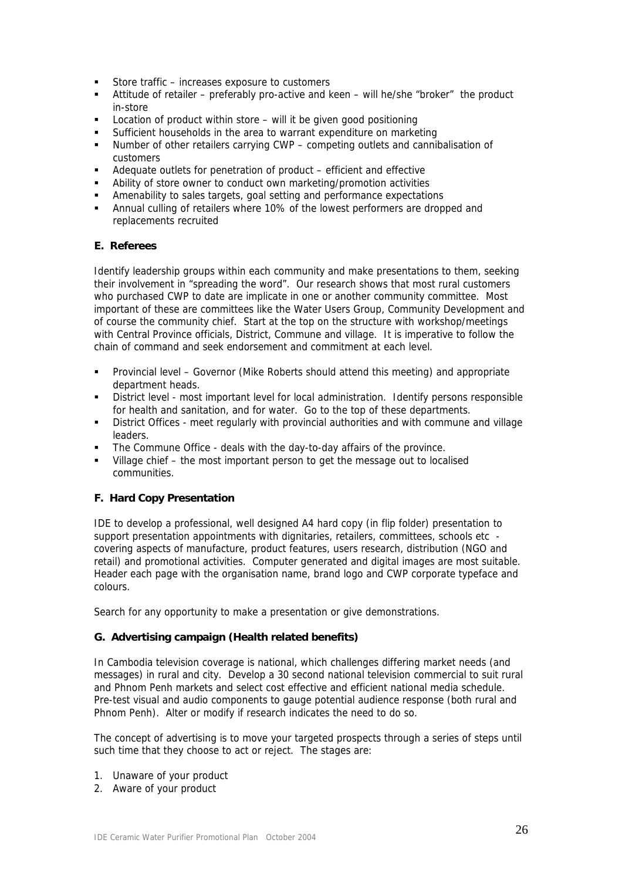- Store traffic – increases exposure to customers
- Attitude of retailer – preferably pro-active and keen – will he/she "broker" the product in-store
- Location of product within store – will it be given good positioning
- Sufficient households in the area to warrant expenditure on marketing
- Number of other retailers carrying CWP – competing outlets and cannibalisation of customers
- Adequate outlets for penetration of product – efficient and effective
- Ability of store owner to conduct own marketing/promotion activities
- Amenability to sales targets, goal setting and performance expectations
- Annual culling of retailers where 10% of the lowest performers are dropped and replacements recruited

#### E. Referees

Identify leadership groups within each community and make presentations to them, seeking their involvement in "spreading the word". Our research shows that most rural customers who purchased CWP to date are implicate in one or another community committee. Most important of these are committees like the Water Users Group, Community Development and of course the community chief. Start at the top on the structure with workshop/meetings with Central Province officials, District, Commune and village. It is imperative to follow the chain of command and seek endorsement and commitment at each level.

- Provincial level – Governor (Mike Roberts should attend this meeting) and appropriate department heads.
- District level - most important level for local administration. Identify persons responsible for health and sanitation, and for water. Go to the top of these departments.
- District Offices - meet regularly with provincial authorities and with commune and village leaders.
- The Commune Office - deals with the day-to-day affairs of the province.
- Village chief – the most important person to get the message out to localised communities.

#### F. Hard Copy Presentation

IDE to develop a professional, well designed A4 hard copy (in flip folder) presentation to support presentation appointments with dignitaries, retailers, committees, schools etc - covering aspects of manufacture, product features, users research, distribution (NGO and retail) and promotional activities. Computer generated and digital images are most suitable. Header each page with the organisation name, brand logo and CWP corporate typeface and colours.

Search for any opportunity to make a presentation or give demonstrations.

#### G. Advertising campaign (Health related benefits)

In Cambodia television coverage is national, which challenges differing market needs (and messages) in rural and city. Develop a 30 second national television commercial to suit rural and Phnom Penh markets and select cost effective and efficient national media schedule. Pre-test visual and audio components to gauge potential audience response (both rural and Phnom Penh). Alter or modify if research indicates the need to do so.

The concept of advertising is to move your targeted prospects through a series of steps until such time that they choose to act or reject. The stages are:

1. Unaware of your product
2. Aware of your product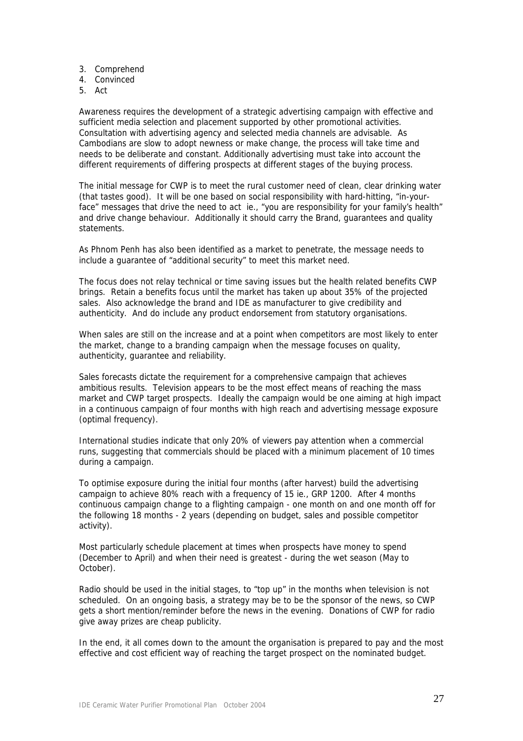3. Comprehend
4. Convinced
5. Act

Awareness requires the development of a strategic advertising campaign with effective and sufficient media selection and placement supported by other promotional activities. Consultation with advertising agency and selected media channels are advisable. As Cambodians are slow to adopt newness or make change, the process will take time and needs to be deliberate and constant. Additionally advertising must take into account the different requirements of differing prospects at different stages of the buying process.

The initial message for CWP is to meet the rural customer need of clean, clear drinking water (that tastes good). It will be one based on social responsibility with hard-hitting, "in-your-face" messages that drive the need to act ie., "you are responsibility for your family's health" and drive change behaviour. Additionally it should carry the Brand, guarantees and quality statements.

As Phnom Penh has also been identified as a market to penetrate, the message needs to include a guarantee of "additional security" to meet this market need.

The focus does not relay technical or time saving issues but the health related benefits CWP brings. Retain a benefits focus until the market has taken up about 35% of the projected sales. Also acknowledge the brand and IDE as manufacturer to give credibility and authenticity. And do include any product endorsement from statutory organisations.

When sales are still on the increase and at a point when competitors are most likely to enter the market, change to a branding campaign when the message focuses on quality, authenticity, guarantee and reliability.

Sales forecasts dictate the requirement for a comprehensive campaign that achieves ambitious results. Television appears to be the most effect means of reaching the mass market and CWP target prospects. Ideally the campaign would be one aiming at high impact in a continuous campaign of four months with high reach and advertising message exposure (optimal frequency).

International studies indicate that only 20% of viewers pay attention when a commercial runs, suggesting that commercials should be placed with a minimum placement of 10 times during a campaign.

To optimise exposure during the initial four months (after harvest) build the advertising campaign to achieve 80% reach with a frequency of 15 ie., GRP 1200. After 4 months continuous campaign change to a flighting campaign - one month on and one month off for the following 18 months - 2 years (depending on budget, sales and possible competitor activity).

Most particularly schedule placement at times when prospects have money to spend (December to April) and when their need is greatest - during the wet season (May to October).

Radio should be used in the initial stages, to "top up" in the months when television is not scheduled. On an ongoing basis, a strategy may be to be the sponsor of the news, so CWP gets a short mention/reminder before the news in the evening. Donations of CWP for radio give away prizes are cheap publicity.

In the end, it all comes down to the amount the organisation is prepared to pay and the most effective and cost efficient way of reaching the target prospect on the nominated budget.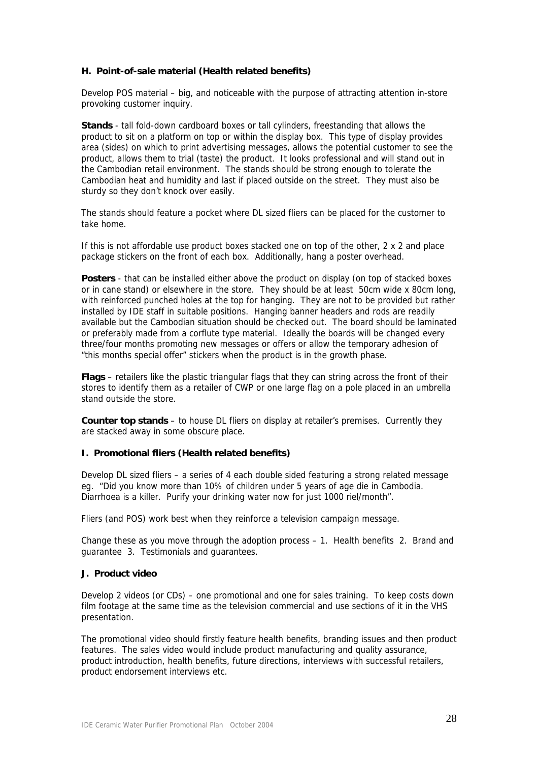### H. Point-of-sale material (Health related benefits)

Develop POS material – big, and noticeable with the purpose of attracting attention in-store provoking customer inquiry.

**Stands** - tall fold-down cardboard boxes or tall cylinders, freestanding that allows the product to sit on a platform on top or within the display box. This type of display provides area (sides) on which to print advertising messages, allows the potential customer to see the product, allows them to trial (taste) the product. It looks professional and will stand out in the Cambodian retail environment. The stands should be strong enough to tolerate the Cambodian heat and humidity and last if placed outside on the street. They must also be sturdy so they don't knock over easily.

The stands should feature a pocket where DL sized fliers can be placed for the customer to take home.

If this is not affordable use product boxes stacked one on top of the other, 2 x 2 and place package stickers on the front of each box. Additionally, hang a poster overhead.

**Posters** - that can be installed either above the product on display (on top of stacked boxes or in cane stand) or elsewhere in the store. They should be at least 50cm wide x 80cm long, with reinforced punched holes at the top for hanging. They are not to be provided but rather installed by IDE staff in suitable positions. Hanging banner headers and rods are readily available but the Cambodian situation should be checked out. The board should be laminated or preferably made from a corflute type material. Ideally the boards will be changed every three/four months promoting new messages or offers or allow the temporary adhesion of "this months special offer" stickers when the product is in the growth phase.

**Flags** – retailers like the plastic triangular flags that they can string across the front of their stores to identify them as a retailer of CWP or one large flag on a pole placed in an umbrella stand outside the store.

**Counter top stands** – to house DL fliers on display at retailer's premises. Currently they are stacked away in some obscure place.

### I. Promotional fliers (Health related benefits)

Develop DL sized fliers – a series of 4 each double sided featuring a strong related message eg. "Did you know more than 10% of children under 5 years of age die in Cambodia. Diarrhoea is a killer. Purify your drinking water now for just 1000 riel/month".

Fliers (and POS) work best when they reinforce a television campaign message.

Change these as you move through the adoption process – 1. Health benefits 2. Brand and guarantee 3. Testimonials and guarantees.

### J. Product video

Develop 2 videos (or CDs) – one promotional and one for sales training. To keep costs down film footage at the same time as the television commercial and use sections of it in the VHS presentation.

The promotional video should firstly feature health benefits, branding issues and then product features. The sales video would include product manufacturing and quality assurance, product introduction, health benefits, future directions, interviews with successful retailers, product endorsement interviews etc.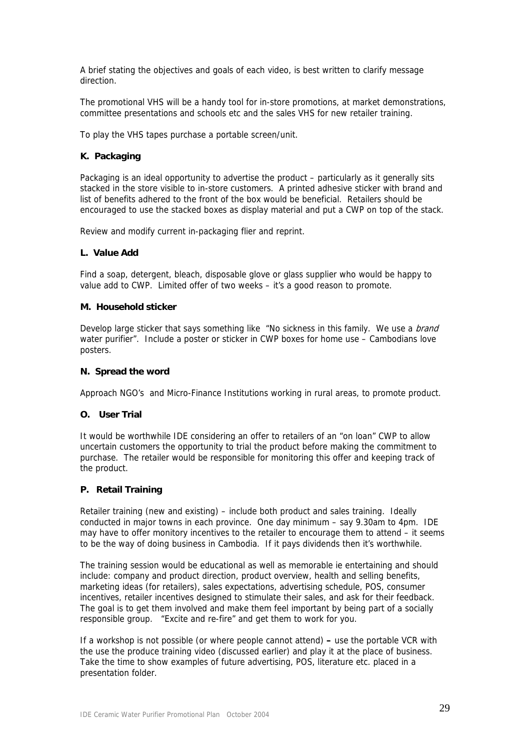A brief stating the objectives and goals of each video, is best written to clarify message direction.

The promotional VHS will be a handy tool for in-store promotions, at market demonstrations, committee presentations and schools etc and the sales VHS for new retailer training.

To play the VHS tapes purchase a portable screen/unit.

### K. Packaging

Packaging is an ideal opportunity to advertise the product – particularly as it generally sits stacked in the store visible to in-store customers. A printed adhesive sticker with brand and list of benefits adhered to the front of the box would be beneficial. Retailers should be encouraged to use the stacked boxes as display material and put a CWP on top of the stack.

Review and modify current in-packaging flier and reprint.

### L. Value Add

Find a soap, detergent, bleach, disposable glove or glass supplier who would be happy to value add to CWP. Limited offer of two weeks – it's a good reason to promote.

### M. Household sticker

Develop large sticker that says something like "No sickness in this family. We use a *brand* water purifier". Include a poster or sticker in CWP boxes for home use – Cambodians love posters.

### N. Spread the word

Approach NGO's and Micro-Finance Institutions working in rural areas, to promote product.

### O. User Trial

It would be worthwhile IDE considering an offer to retailers of an "on loan" CWP to allow uncertain customers the opportunity to trial the product before making the commitment to purchase. The retailer would be responsible for monitoring this offer and keeping track of the product.

### P. Retail Training

Retailer training (new and existing) – include both product and sales training. Ideally conducted in major towns in each province. One day minimum – say 9.30am to 4pm. IDE may have to offer monitory incentives to the retailer to encourage them to attend – it seems to be the way of doing business in Cambodia. If it pays dividends then it's worthwhile.

The training session would be educational as well as memorable ie entertaining and should include: company and product direction, product overview, health and selling benefits, marketing ideas (for retailers), sales expectations, advertising schedule, POS, consumer incentives, retailer incentives designed to stimulate their sales, and ask for their feedback. The goal is to get them involved and make them feel important by being part of a socially responsible group. "Excite and re-fire" and get them to work for you.

If a workshop is not possible (or where people cannot attend) **–** use the portable VCR with the use the produce training video (discussed earlier) and play it at the place of business. Take the time to show examples of future advertising, POS, literature etc. placed in a presentation folder.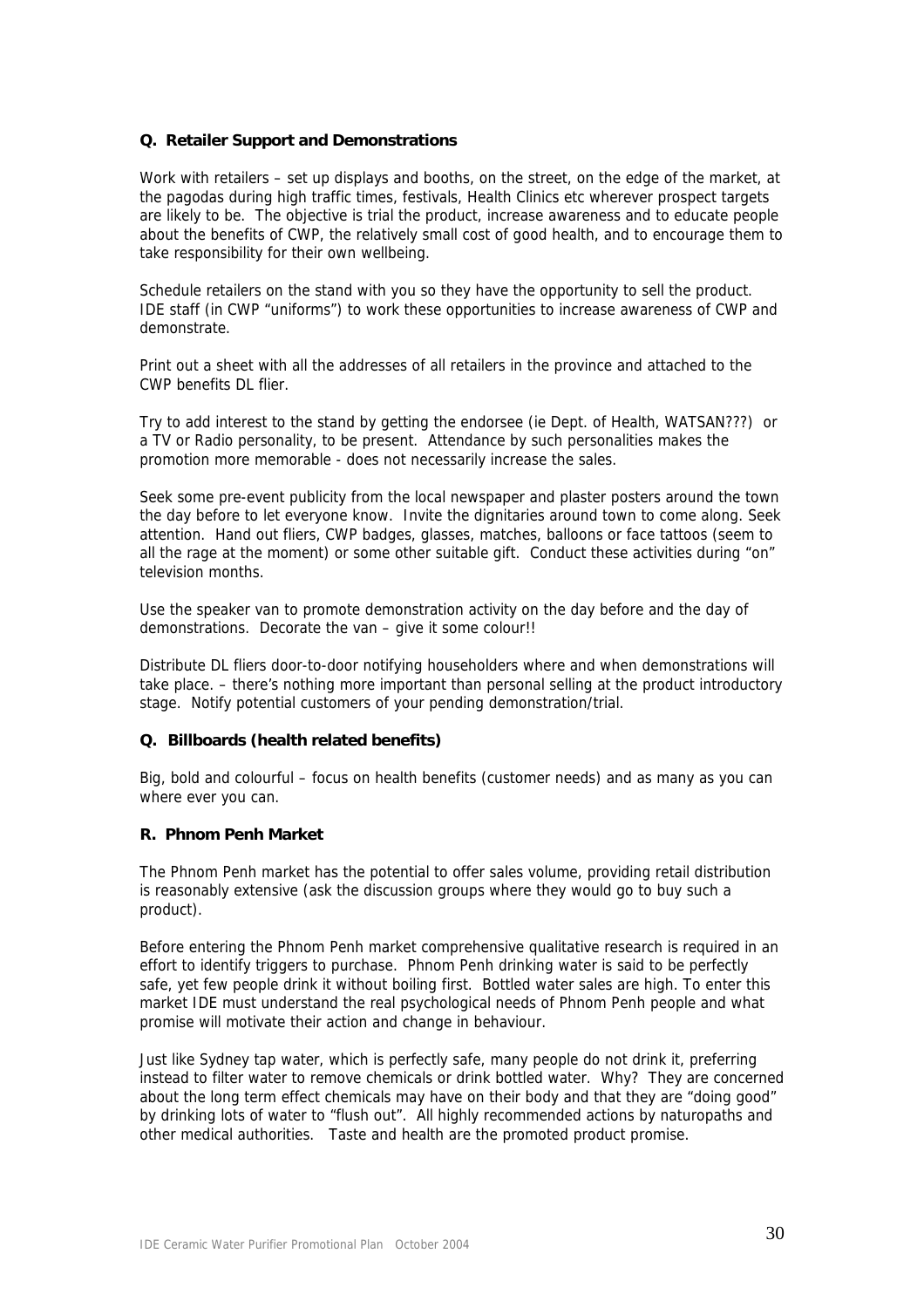### Q. Retailer Support and Demonstrations

Work with retailers – set up displays and booths, on the street, on the edge of the market, at the pagodas during high traffic times, festivals, Health Clinics etc wherever prospect targets are likely to be. The objective is trial the product, increase awareness and to educate people about the benefits of CWP, the relatively small cost of good health, and to encourage them to take responsibility for their own wellbeing.

Schedule retailers on the stand with you so they have the opportunity to sell the product. IDE staff (in CWP "uniforms") to work these opportunities to increase awareness of CWP and demonstrate.

Print out a sheet with all the addresses of all retailers in the province and attached to the CWP benefits DL flier.

Try to add interest to the stand by getting the endorsee (ie Dept. of Health, WATSAN???) or a TV or Radio personality, to be present. Attendance by such personalities makes the promotion more memorable - does not necessarily increase the sales.

Seek some pre-event publicity from the local newspaper and plaster posters around the town the day before to let everyone know. Invite the dignitaries around town to come along. Seek attention. Hand out fliers, CWP badges, glasses, matches, balloons or face tattoos (seem to all the rage at the moment) or some other suitable gift. Conduct these activities during "on" television months.

Use the speaker van to promote demonstration activity on the day before and the day of demonstrations. Decorate the van – give it some colour!!

Distribute DL fliers door-to-door notifying householders where and when demonstrations will take place. – there's nothing more important than personal selling at the product introductory stage. Notify potential customers of your pending demonstration/trial.

### Q. Billboards (health related benefits)

Big, bold and colourful – focus on health benefits (customer needs) and as many as you can where ever you can.

### R. Phnom Penh Market

The Phnom Penh market has the potential to offer sales volume, providing retail distribution is reasonably extensive (ask the discussion groups where they would go to buy such a product).

Before entering the Phnom Penh market comprehensive qualitative research is required in an effort to identify triggers to purchase. Phnom Penh drinking water is said to be perfectly safe, yet few people drink it without boiling first. Bottled water sales are high. To enter this market IDE must understand the real psychological needs of Phnom Penh people and what promise will motivate their action and change in behaviour.

Just like Sydney tap water, which is perfectly safe, many people do not drink it, preferring instead to filter water to remove chemicals or drink bottled water. Why? They are concerned about the long term effect chemicals may have on their body and that they are "doing good" by drinking lots of water to "flush out". All highly recommended actions by naturopaths and other medical authorities. Taste and health are the promoted product promise.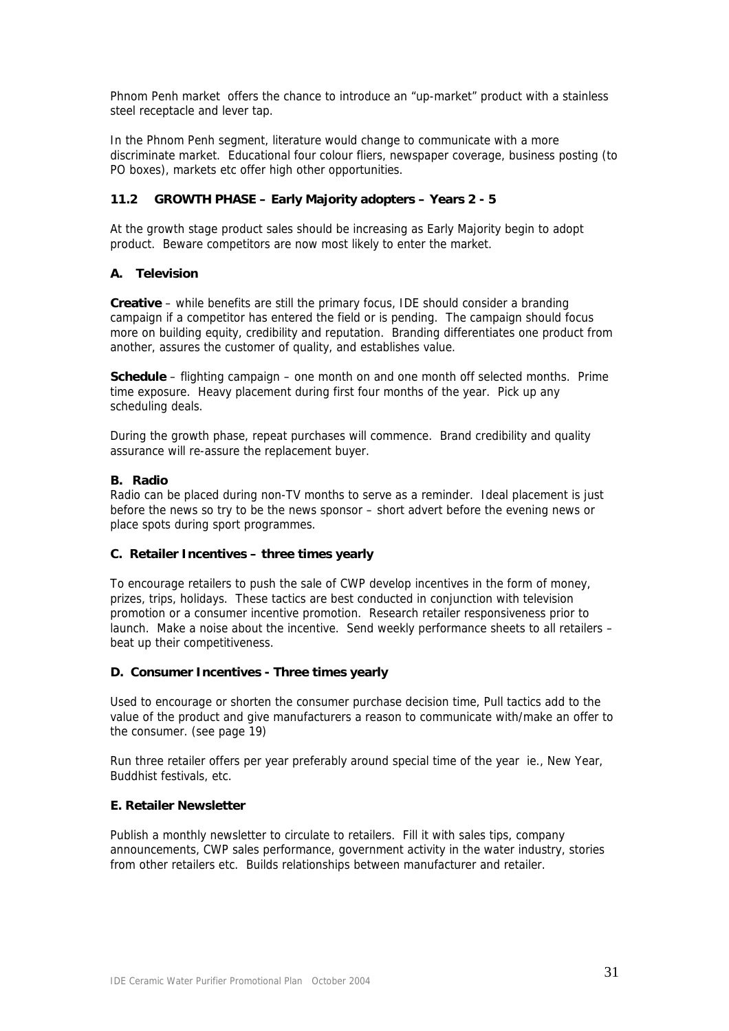Phnom Penh market offers the chance to introduce an "up-market" product with a stainless steel receptacle and lever tap.

In the Phnom Penh segment, literature would change to communicate with a more discriminate market. Educational four colour fliers, newspaper coverage, business posting (to PO boxes), markets etc offer high other opportunities.

### 11.2 GROWTH PHASE – Early Majority adopters – Years 2 - 5

At the growth stage product sales should be increasing as Early Majority begin to adopt product. Beware competitors are now most likely to enter the market.

#### A. Television

**Creative** – while benefits are still the primary focus, IDE should consider a branding campaign if a competitor has entered the field or is pending. The campaign should focus more on building equity, credibility and reputation. Branding differentiates one product from another, assures the customer of quality, and establishes value.

**Schedule** – flighting campaign – one month on and one month off selected months. Prime time exposure. Heavy placement during first four months of the year. Pick up any scheduling deals.

During the growth phase, repeat purchases will commence. Brand credibility and quality assurance will re-assure the replacement buyer.

#### B. Radio

Radio can be placed during non-TV months to serve as a reminder. Ideal placement is just before the news so try to be the news sponsor – short advert before the evening news or place spots during sport programmes.

#### C. Retailer Incentives – three times yearly

To encourage retailers to push the sale of CWP develop incentives in the form of money, prizes, trips, holidays. These tactics are best conducted in conjunction with television promotion or a consumer incentive promotion. Research retailer responsiveness prior to launch. Make a noise about the incentive. Send weekly performance sheets to all retailers – beat up their competitiveness.

#### D. Consumer Incentives - Three times yearly

Used to encourage or shorten the consumer purchase decision time, Pull tactics add to the value of the product and give manufacturers a reason to communicate with/make an offer to the consumer. (see page 19)

Run three retailer offers per year preferably around special time of the year ie., New Year, Buddhist festivals, etc.

#### E. Retailer Newsletter

Publish a monthly newsletter to circulate to retailers. Fill it with sales tips, company announcements, CWP sales performance, government activity in the water industry, stories from other retailers etc. Builds relationships between manufacturer and retailer.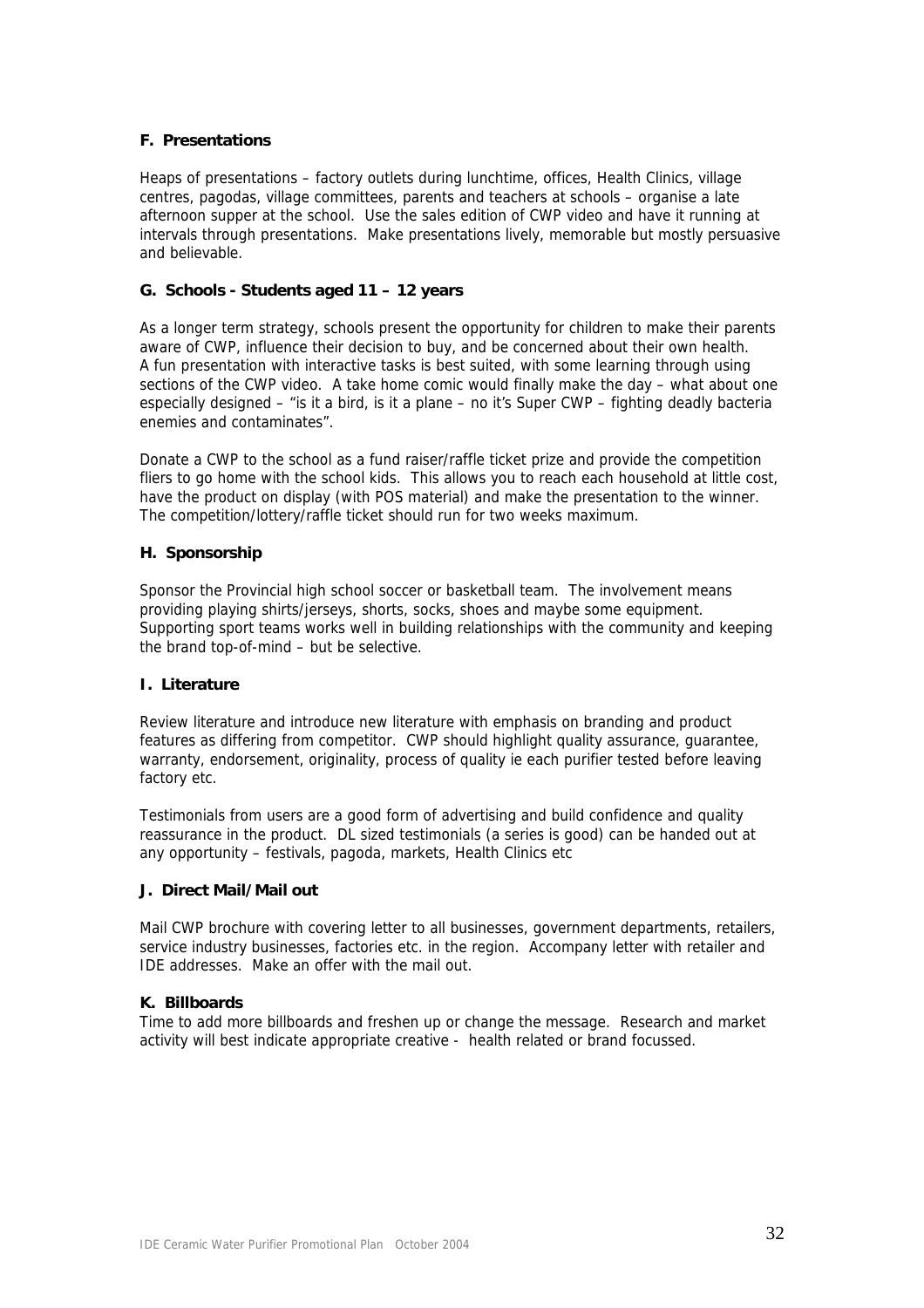**F. Presentations**

Heaps of presentations – factory outlets during lunchtime, offices, Health Clinics, village centres, pagodas, village committees, parents and teachers at schools – organise a late afternoon supper at the school. Use the sales edition of CWP video and have it running at intervals through presentations. Make presentations lively, memorable but mostly persuasive and believable.

**G. Schools - Students aged 11 – 12 years**

As a longer term strategy, schools present the opportunity for children to make their parents aware of CWP, influence their decision to buy, and be concerned about their own health. A fun presentation with interactive tasks is best suited, with some learning through using sections of the CWP video. A take home comic would finally make the day – what about one especially designed – "is it a bird, is it a plane – no it's Super CWP – fighting deadly bacteria enemies and contaminates".

Donate a CWP to the school as a fund raiser/raffle ticket prize and provide the competition fliers to go home with the school kids. This allows you to reach each household at little cost, have the product on display (with POS material) and make the presentation to the winner. The competition/lottery/raffle ticket should run for two weeks maximum.

**H. Sponsorship**

Sponsor the Provincial high school soccer or basketball team. The involvement means providing playing shirts/jerseys, shorts, socks, shoes and maybe some equipment. Supporting sport teams works well in building relationships with the community and keeping the brand top-of-mind – but be selective.

**I. Literature**

Review literature and introduce new literature with emphasis on branding and product features as differing from competitor. CWP should highlight quality assurance, guarantee, warranty, endorsement, originality, process of quality ie each purifier tested before leaving factory etc.

Testimonials from users are a good form of advertising and build confidence and quality reassurance in the product. DL sized testimonials (a series is good) can be handed out at any opportunity – festivals, pagoda, markets, Health Clinics etc

**J. Direct Mail/Mail out**

Mail CWP brochure with covering letter to all businesses, government departments, retailers, service industry businesses, factories etc. in the region. Accompany letter with retailer and IDE addresses. Make an offer with the mail out.

**K. Billboards**

Time to add more billboards and freshen up or change the message. Research and market activity will best indicate appropriate creative - health related or brand focussed.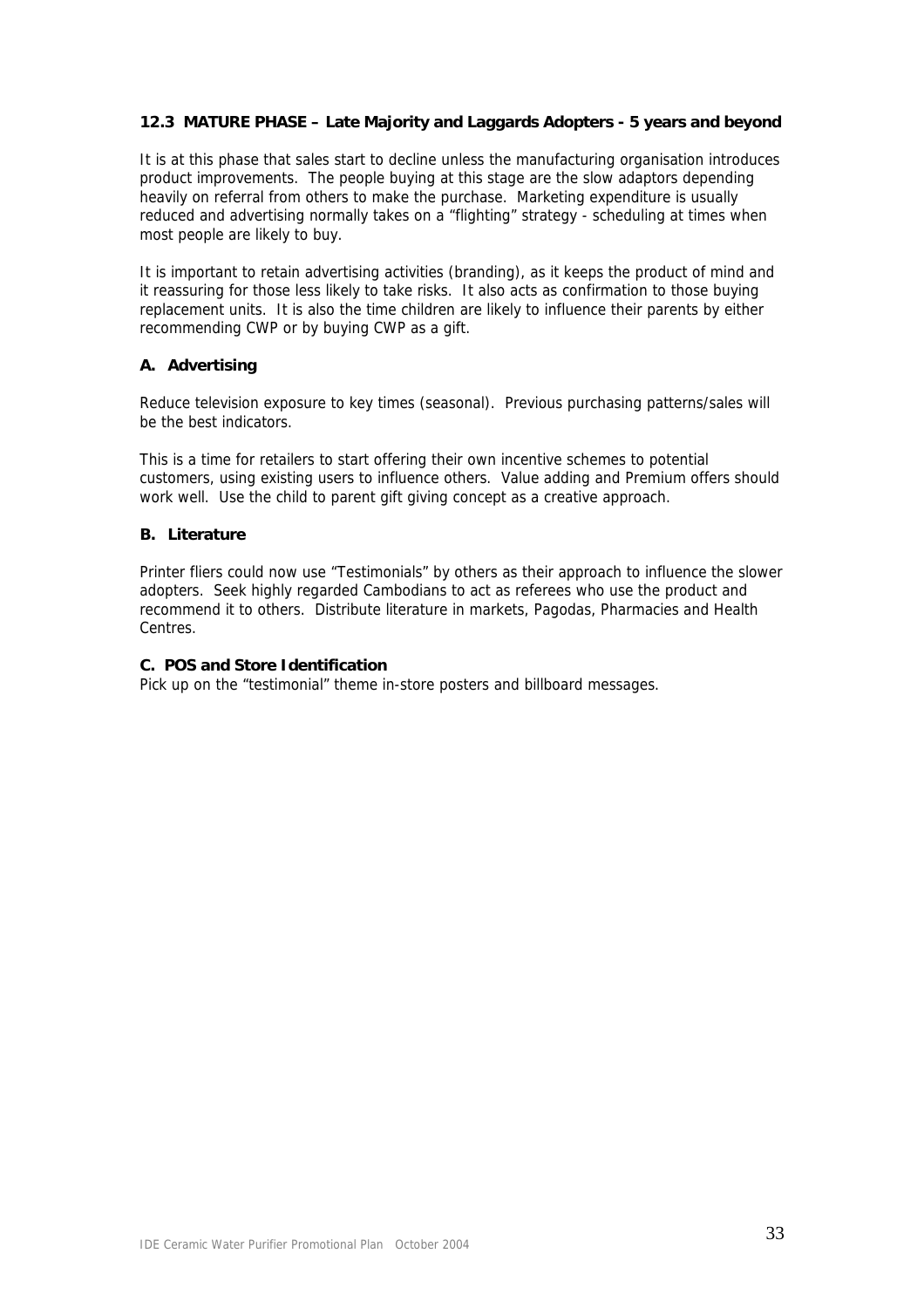### 12.3 MATURE PHASE – Late Majority and Laggards Adopters - 5 years and beyond

It is at this phase that sales start to decline unless the manufacturing organisation introduces product improvements. The people buying at this stage are the slow adaptors depending heavily on referral from others to make the purchase. Marketing expenditure is usually reduced and advertising normally takes on a "flighting" strategy - scheduling at times when most people are likely to buy.

It is important to retain advertising activities (branding), as it keeps the product of mind and it reassuring for those less likely to take risks. It also acts as confirmation to those buying replacement units. It is also the time children are likely to influence their parents by either recommending CWP or by buying CWP as a gift.

#### A. Advertising

Reduce television exposure to key times (seasonal). Previous purchasing patterns/sales will be the best indicators.

This is a time for retailers to start offering their own incentive schemes to potential customers, using existing users to influence others. Value adding and Premium offers should work well. Use the child to parent gift giving concept as a creative approach.

#### B. Literature

Printer fliers could now use "Testimonials" by others as their approach to influence the slower adopters. Seek highly regarded Cambodians to act as referees who use the product and recommend it to others. Distribute literature in markets, Pagodas, Pharmacies and Health Centres.

#### C. POS and Store Identification

Pick up on the "testimonial" theme in-store posters and billboard messages.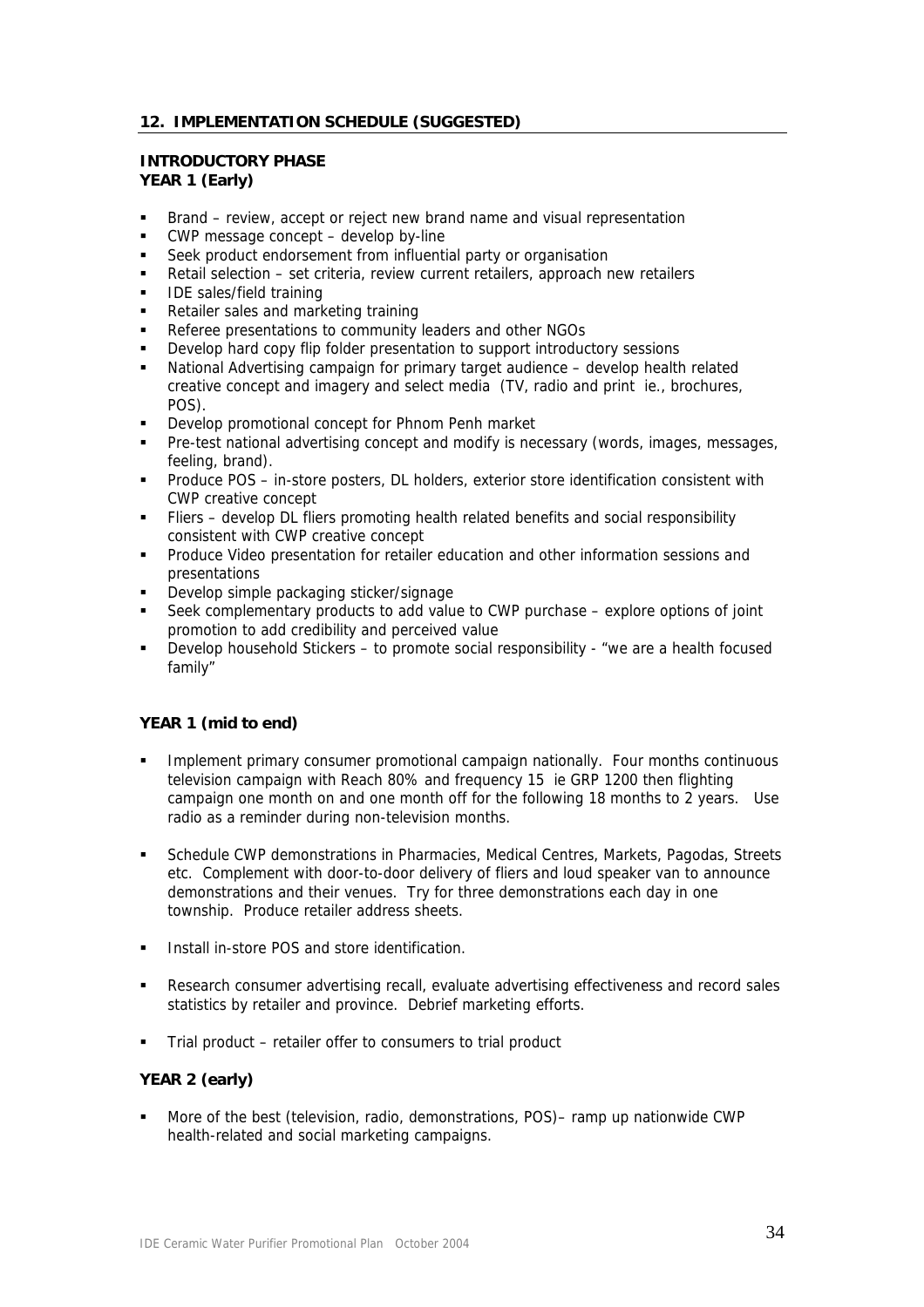## 12. IMPLEMENTATION SCHEDULE (SUGGESTED)

### INTRODUCTORY PHASE

### YEAR 1 (Early)

- Brand – review, accept or reject new brand name and visual representation
- CWP message concept – develop by-line
- Seek product endorsement from influential party or organisation
- Retail selection – set criteria, review current retailers, approach new retailers
- IDE sales/field training
- Retailer sales and marketing training
- Referee presentations to community leaders and other NGOs
- Develop hard copy flip folder presentation to support introductory sessions
- National Advertising campaign for primary target audience – develop health related creative concept and imagery and select media (TV, radio and print ie., brochures, POS).
- Develop promotional concept for Phnom Penh market
- Pre-test national advertising concept and modify is necessary (words, images, messages, feeling, brand).
- Produce POS – in-store posters, DL holders, exterior store identification consistent with CWP creative concept
- Fliers – develop DL fliers promoting health related benefits and social responsibility consistent with CWP creative concept
- Produce Video presentation for retailer education and other information sessions and presentations
- Develop simple packaging sticker/signage
- Seek complementary products to add value to CWP purchase – explore options of joint promotion to add credibility and perceived value
- Develop household Stickers – to promote social responsibility - "we are a health focused family"

### YEAR 1 (mid to end)

- Implement primary consumer promotional campaign nationally. Four months continuous television campaign with Reach 80% and frequency 15 ie GRP 1200 then flighting campaign one month on and one month off for the following 18 months to 2 years. Use radio as a reminder during non-television months.

- Schedule CWP demonstrations in Pharmacies, Medical Centres, Markets, Pagodas, Streets etc. Complement with door-to-door delivery of fliers and loud speaker van to announce demonstrations and their venues. Try for three demonstrations each day in one township. Produce retailer address sheets.

- Install in-store POS and store identification.

- Research consumer advertising recall, evaluate advertising effectiveness and record sales statistics by retailer and province. Debrief marketing efforts.

- Trial product – retailer offer to consumers to trial product

### YEAR 2 (early)

- More of the best (television, radio, demonstrations, POS)– ramp up nationwide CWP health-related and social marketing campaigns.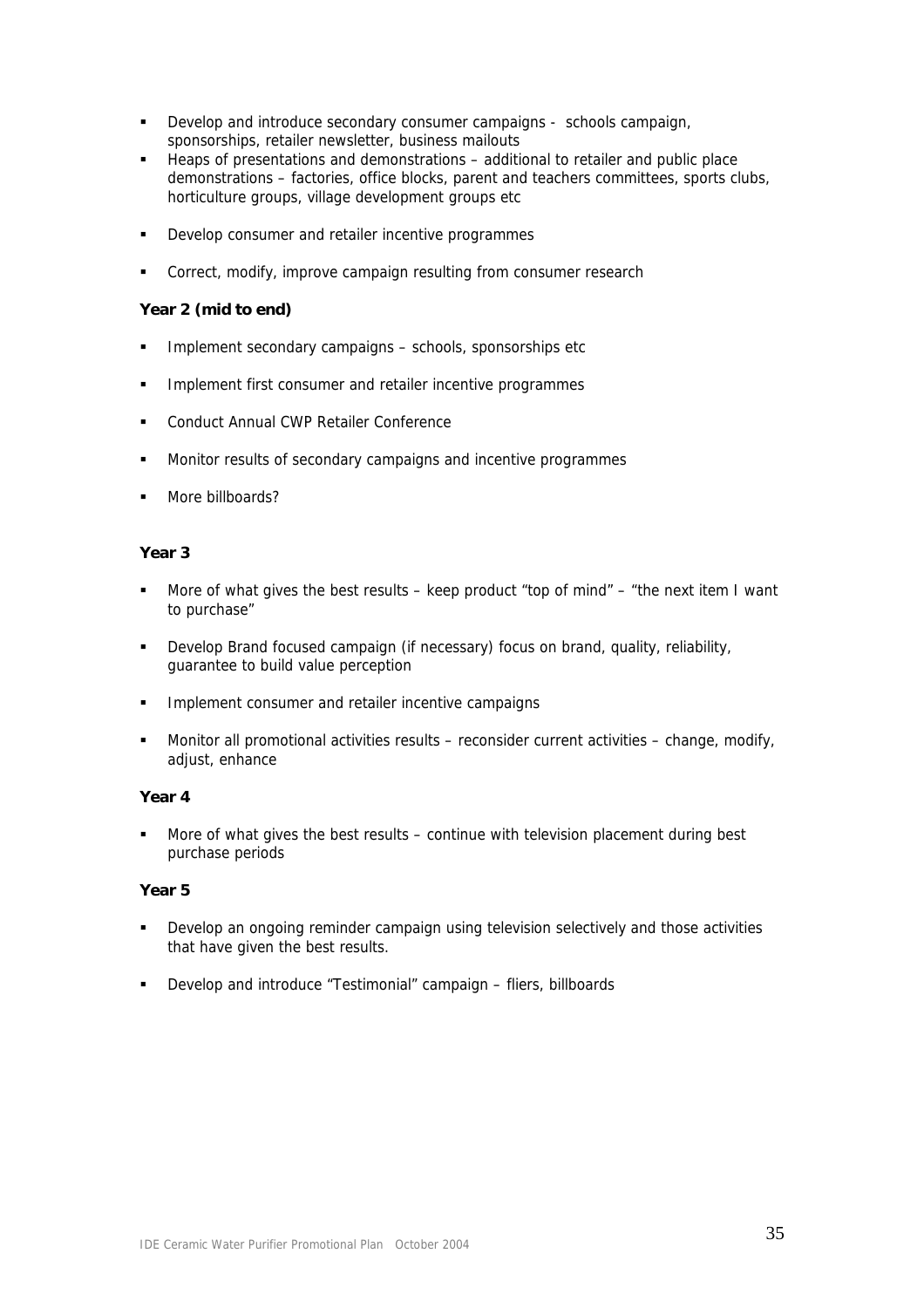- Develop and introduce secondary consumer campaigns - schools campaign, sponsorships, retailer newsletter, business mailouts
- Heaps of presentations and demonstrations – additional to retailer and public place demonstrations – factories, office blocks, parent and teachers committees, sports clubs, horticulture groups, village development groups etc
- Develop consumer and retailer incentive programmes
- Correct, modify, improve campaign resulting from consumer research

**Year 2 (mid to end)**

- Implement secondary campaigns – schools, sponsorships etc
- Implement first consumer and retailer incentive programmes
- Conduct Annual CWP Retailer Conference
- Monitor results of secondary campaigns and incentive programmes
- More billboards?

**Year 3**

- More of what gives the best results – keep product "top of mind" – "the next item I want to purchase"
- Develop Brand focused campaign (if necessary) focus on brand, quality, reliability, guarantee to build value perception
- Implement consumer and retailer incentive campaigns
- Monitor all promotional activities results – reconsider current activities – change, modify, adjust, enhance

**Year 4**

- More of what gives the best results – continue with television placement during best purchase periods

**Year 5**

- Develop an ongoing reminder campaign using television selectively and those activities that have given the best results.
- Develop and introduce "Testimonial" campaign – fliers, billboards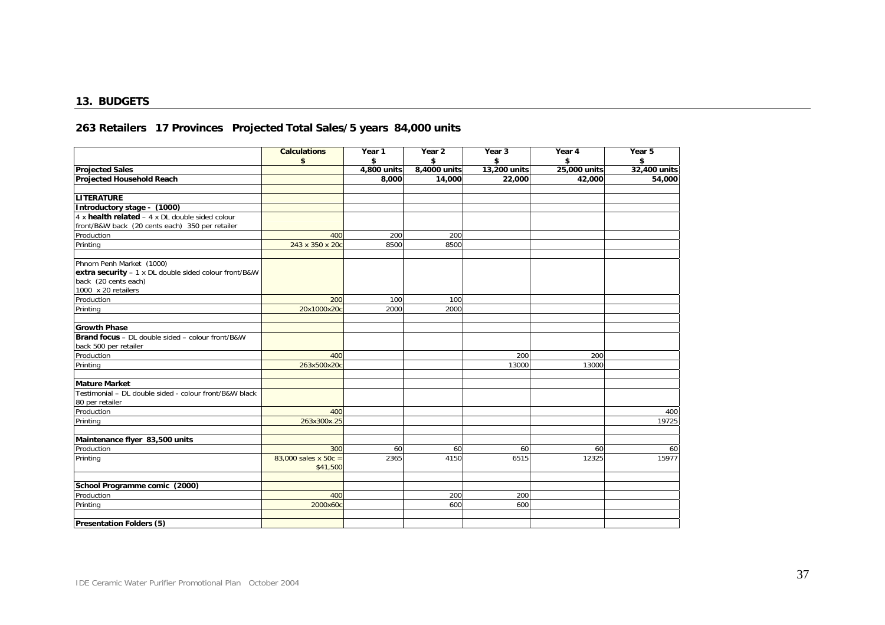## 13. BUDGETS

### 263 Retailers 17 Provinces Projected Total Sales/5 years 84,000 units

| | Calculations $ | Year 1 $ | Year 2 $ | Year 3 $ | Year 4 $ | Year 5 $ |
|---|---|---|---|---|---|---|
| **Projected Sales** | | **4,800 units** | **8,4000 units** | **13,200 units** | **25,000 units** | **32,400 units** |
| **Projected Household Reach** | | **8,000** | **14,000** | **22,000** | **42,000** | **54,000** |
| | | | | | | |
| **LITERATURE** | | | | | | |
| **Introductory stage - (1000)** | | | | | | |
| 4 x **health related** – 4 x DL double sided colour front/B&W back (20 cents each) 350 per retailer | | | | | | |
| Production | 400 | 200 | 200 | | | |
| Printing | 243 x 350 x 20c | 8500 | 8500 | | | |
| | | | | | | |
| Phnom Penh Market (1000) **extra security** – 1 x DL double sided colour front/B&W back (20 cents each) 1000 x 20 retailers | | | | | | |
| Production | 200 | 100 | 100 | | | |
| Printing | 20x1000x20c | 2000 | 2000 | | | |
| | | | | | | |
| **Growth Phase** | | | | | | |
| **Brand focus** – DL double sided – colour front/B&W back 500 per retailer | | | | | | |
| Production | 400 | | | 200 | 200 | |
| Printing | 263x500x20c | | | 13000 | 13000 | |
| | | | | | | |
| **Mature Market** | | | | | | |
| Testimonial – DL double sided - colour front/B&W black 80 per retailer | | | | | | |
| Production | 400 | | | | | 400 |
| Printing | 263x300x.25 | | | | | 19725 |
| | | | | | | |
| **Maintenance flyer 83,500 units** | | | | | | |
| Production | 300 | 60 | 60 | 60 | 60 | 60 |
| Printing | 83,000 sales x 50c = $41,500 | 2365 | 4150 | 6515 | 12325 | 15977 |
| | | | | | | |
| **School Programme comic (2000)** | | | | | | |
| Production | 400 | | 200 | 200 | | |
| Printing | 2000x60c | | 600 | 600 | | |
| | | | | | | |
| **Presentation Folders (5)** | | | | | | |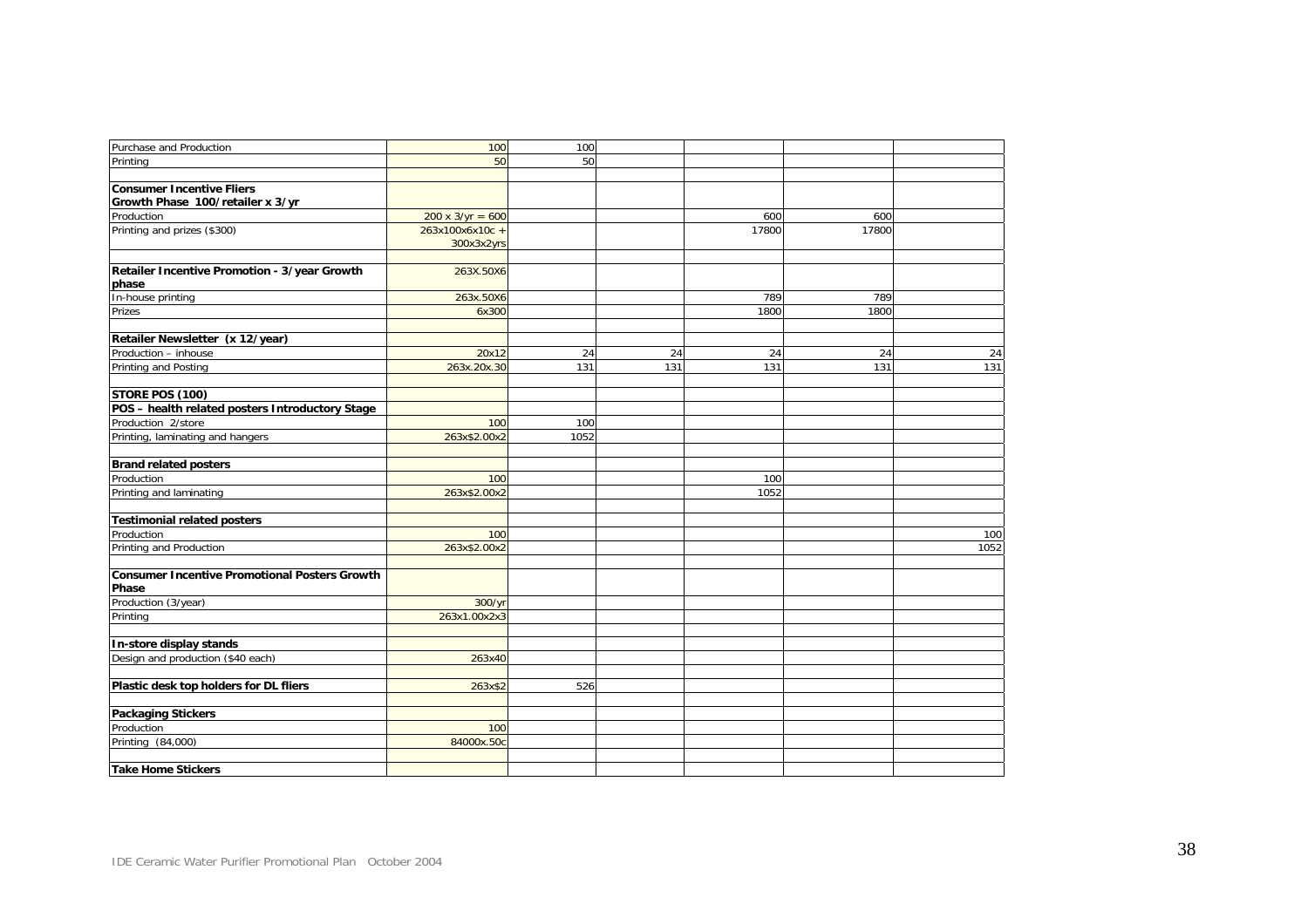| | | | | | | |
|---|---|---|---|---|---|---|
| Purchase and Production | 100 | 100 | | | | |
| Printing | 50 | 50 | | | | |
| | | | | | | |
| **Consumer Incentive Fliers Growth Phase 100/retailer x 3/yr** | | | | | | |
| Production | 200 x 3/yr = 600 | | | 600 | 600 | |
| Printing and prizes ($300) | 263x100x6x10c + 300x3x2yrs | | | 17800 | 17800 | |
| | | | | | | |
| **Retailer Incentive Promotion - 3/year Growth phase** | 263X.50X6 | | | | | |
| In-house printing | 263x.50X6 | | | 789 | 789 | |
| Prizes | 6x300 | | | 1800 | 1800 | |
| | | | | | | |
| **Retailer Newsletter (x 12/year)** | | | | | | |
| Production – inhouse | 20x12 | 24 | 24 | 24 | 24 | 24 |
| Printing and Posting | 263x.20x.30 | 131 | 131 | 131 | 131 | 131 |
| | | | | | | |
| **STORE POS (100)** | | | | | | |
| **POS – health related posters Introductory Stage** | | | | | | |
| Production 2/store | 100 | 100 | | | | |
| Printing, laminating and hangers | 263x$2.00x2 | 1052 | | | | |
| | | | | | | |
| **Brand related posters** | | | | | | |
| Production | 100 | | | 100 | | |
| Printing and laminating | 263x$2.00x2 | | | 1052 | | |
| | | | | | | |
| **Testimonial related posters** | | | | | | |
| Production | 100 | | | | | 100 |
| Printing and Production | 263x$2.00x2 | | | | | 1052 |
| | | | | | | |
| **Consumer Incentive Promotional Posters Growth Phase** | | | | | | |
| Production (3/year) | 300/yr | | | | | |
| Printing | 263x1.00x2x3 | | | | | |
| | | | | | | |
| **In-store display stands** | | | | | | |
| Design and production ($40 each) | 263x40 | | | | | |
| | | | | | | |
| **Plastic desk top holders for DL fliers** | 263x$2 | 526 | | | | |
| | | | | | | |
| **Packaging Stickers** | | | | | | |
| Production | 100 | | | | | |
| Printing (84,000) | 84000x.50c | | | | | |
| | | | | | | |
| **Take Home Stickers** | | | | | | |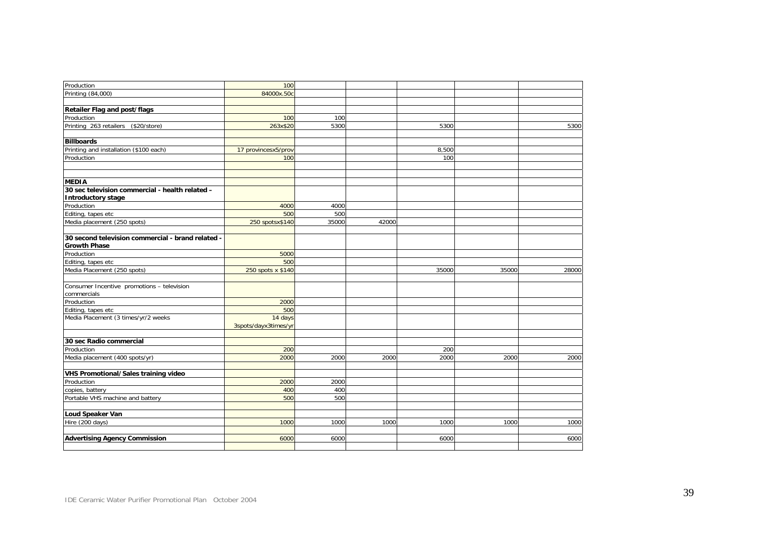| | | | | | | |
|---|---|---|---|---|---|---|
| Production | 100 | | | | | |
| Printing (84,000) | 84000x.50c | | | | | |
| | | | | | | |
| **Retailer Flag and post/flags** | | | | | | |
| Production | 100 | 100 | | | | |
| Printing 263 retailers ($20/store) | 263x$20 | 5300 | | 5300 | | 5300 |
| | | | | | | |
| **Billboards** | | | | | | |
| Printing and installation ($100 each) | 17 provincesx5/prov | | | 8,500 | | |
| Production | 100 | | | 100 | | |
| | | | | | | |
| | | | | | | |
| **MEDIA** | | | | | | |
| **30 sec television commercial - health related - Introductory stage** | | | | | | |
| Production | 4000 | 4000 | | | | |
| Editing, tapes etc | 500 | 500 | | | | |
| Media placement (250 spots) | 250 spotsx$140 | 35000 | 42000 | | | |
| | | | | | | |
| **30 second television commercial - brand related - Growth Phase** | | | | | | |
| Production | 5000 | | | | | |
| Editing, tapes etc | 500 | | | | | |
| Media Placement (250 spots) | 250 spots x $140 | | | 35000 | 35000 | 28000 |
| | | | | | | |
| Consumer Incentive promotions – television commercials | | | | | | |
| Production | 2000 | | | | | |
| Editing, tapes etc | 500 | | | | | |
| Media Placement (3 times/yr/2 weeks | 14 days 3spots/dayx3times/yr | | | | | |
| | | | | | | |
| **30 sec Radio commercial** | | | | | | |
| Production | 200 | | | 200 | | |
| Media placement (400 spots/yr) | 2000 | 2000 | 2000 | 2000 | 2000 | 2000 |
| | | | | | | |
| **VHS Promotional/Sales training video** | | | | | | |
| Production | 2000 | 2000 | | | | |
| copies, battery | 400 | 400 | | | | |
| Portable VHS machine and battery | 500 | 500 | | | | |
| | | | | | | |
| **Loud Speaker Van** | | | | | | |
| Hire (200 days) | 1000 | 1000 | 1000 | 1000 | 1000 | 1000 |
| | | | | | | |
| **Advertising Agency Commission** | 6000 | 6000 | | 6000 | | 6000 |
| | | | | | | |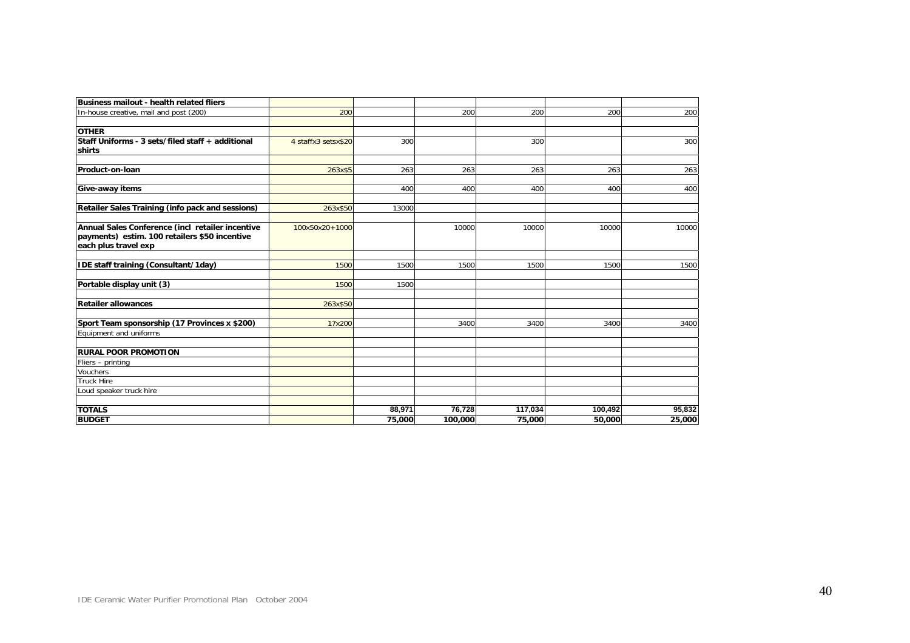| | | | | | | |
|---|---|---|---|---|---|---|
| **Business mailout - health related fliers** | | | | | | |
| In-house creative, mail and post (200) | 200 | | 200 | 200 | 200 | 200 |
| | | | | | | |
| **OTHER** | | | | | | |
| **Staff Uniforms - 3 sets/filed staff + additional shirts** | 4 staffx3 setsx$20 | 300 | | 300 | | 300 |
| | | | | | | |
| **Product-on-loan** | 263x$5 | 263 | 263 | 263 | 263 | 263 |
| | | | | | | |
| **Give-away items** | | 400 | 400 | 400 | 400 | 400 |
| | | | | | | |
| **Retailer Sales Training (info pack and sessions)** | 263x$50 | 13000 | | | | |
| | | | | | | |
| **Annual Sales Conference (incl retailer incentive payments) estim. 100 retailers $50 incentive each plus travel exp** | 100x50x20+1000 | | 10000 | 10000 | 10000 | 10000 |
| | | | | | | |
| **IDE staff training (Consultant/1day)** | 1500 | 1500 | 1500 | 1500 | 1500 | 1500 |
| | | | | | | |
| **Portable display unit (3)** | 1500 | 1500 | | | | |
| | | | | | | |
| **Retailer allowances** | 263x$50 | | | | | |
| | | | | | | |
| **Sport Team sponsorship (17 Provinces x $200)** | 17x200 | | 3400 | 3400 | 3400 | 3400 |
| Equipment and uniforms | | | | | | |
| | | | | | | |
| **RURAL POOR PROMOTION** | | | | | | |
| Fliers – printing | | | | | | |
| Vouchers | | | | | | |
| Truck Hire | | | | | | |
| Loud speaker truck hire | | | | | | |
| | | | | | | |
| **TOTALS** | | 88,971 | 76,728 | 117,034 | 100,492 | 95,832 |
| **BUDGET** | | 75,000 | 100,000 | 75,000 | 50,000 | 25,000 |